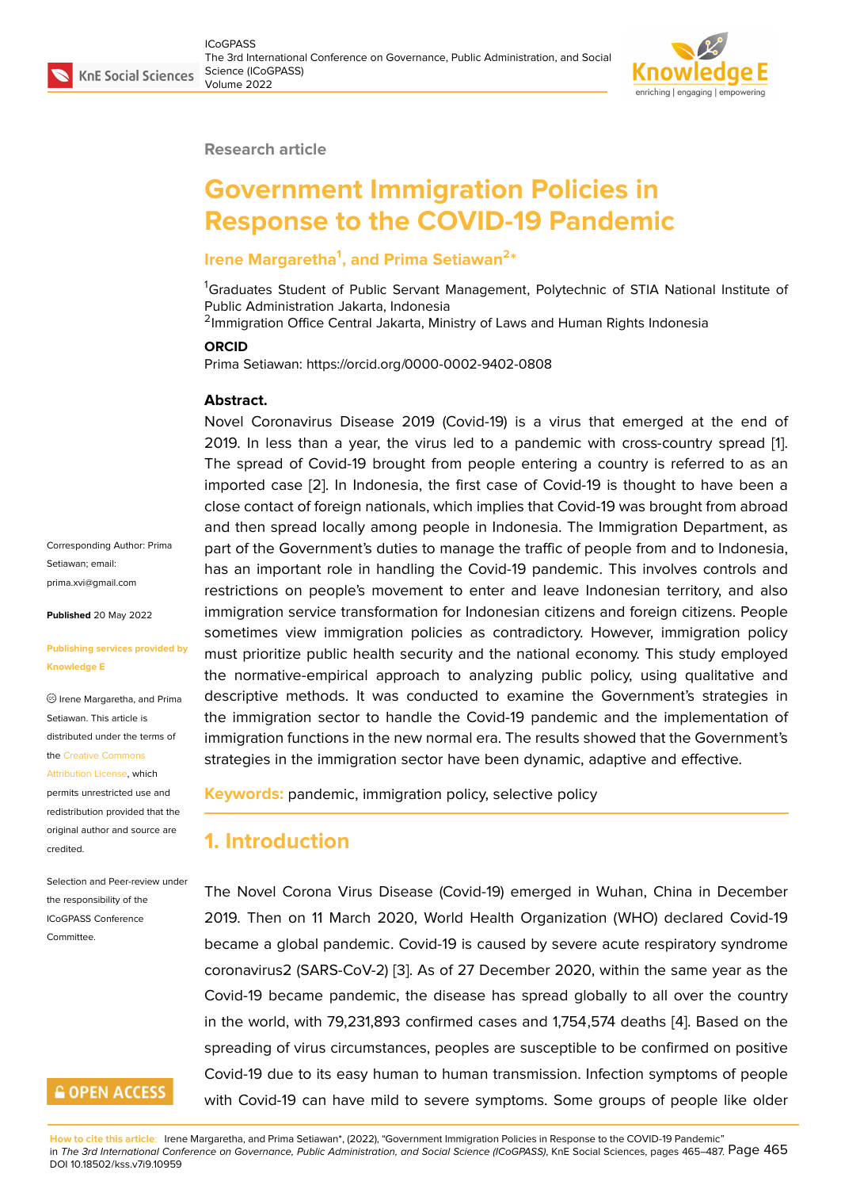Research article

# Government Immigration Policies in Response to the COVID-19 Pandemic

**Irene Margaretha[1], and Prima Setiawan[2]***

[1]Graduates Student of Public Servant Management, Polytechnic of STIA National Institute of Public Administration Jakarta, Indonesia
[2]Immigration Office Central Jakarta, Ministry of Laws and Human Rights Indonesia

**ORCID**
Prima Setiawan: https://orcid.org/0000-0002-9402-0808

**Abstract.**
Novel Coronavirus Disease 2019 (Covid-19) is a virus that emerged at the end of 2019. In less than a year, the virus led to a pandemic with cross-country spread [1]. The spread of Covid-19 brought from people entering a country is referred to as an imported case [2]. In Indonesia, the first case of Covid-19 is thought to have been a close contact of foreign nationals, which implies that Covid-19 was brought from abroad and then spread locally among people in Indonesia. The Immigration Department, as part of the Government's duties to manage the traffic of people from and to Indonesia, has an important role in handling the Covid-19 pandemic. This involves controls and restrictions on people's movement to enter and leave Indonesian territory, and also immigration service transformation for Indonesian citizens and foreign citizens. People sometimes view immigration policies as contradictory. However, immigration policy must prioritize public health security and the national economy. This study employed the normative-empirical approach to analyzing public policy, using qualitative and descriptive methods. It was conducted to examine the Government's strategies in the immigration sector to handle the Covid-19 pandemic and the implementation of immigration functions in the new normal era. The results showed that the Government's strategies in the immigration sector have been dynamic, adaptive and effective.

**Keywords:** pandemic, immigration policy, selective policy

Corresponding Author: Prima Setiawan; email: prima.xvi@gmail.com

**Published** 20 May 2022

**Publishing services provided by Knowledge E**

© Irene Margaretha, and Prima Setiawan. This article is distributed under the terms of the Creative Commons Attribution License, which permits unrestricted use and redistribution provided that the original author and source are credited.

Selection and Peer-review under the responsibility of the ICoGPASS Conference Committee.

## 1. Introduction

The Novel Corona Virus Disease (Covid-19) emerged in Wuhan, China in December 2019. Then on 11 March 2020, World Health Organization (WHO) declared Covid-19 became a global pandemic. Covid-19 is caused by severe acute respiratory syndrome coronavirus2 (SARS-CoV-2) [3]. As of 27 December 2020, within the same year as the Covid-19 became pandemic, the disease has spread globally to all over the country in the world, with 79,231,893 confirmed cases and 1,754,574 deaths [4]. Based on the spreading of virus circumstances, peoples are susceptible to be confirmed on positive Covid-19 due to its easy human to human transmission. Infection symptoms of people with Covid-19 can have mild to severe symptoms. Some groups of people like older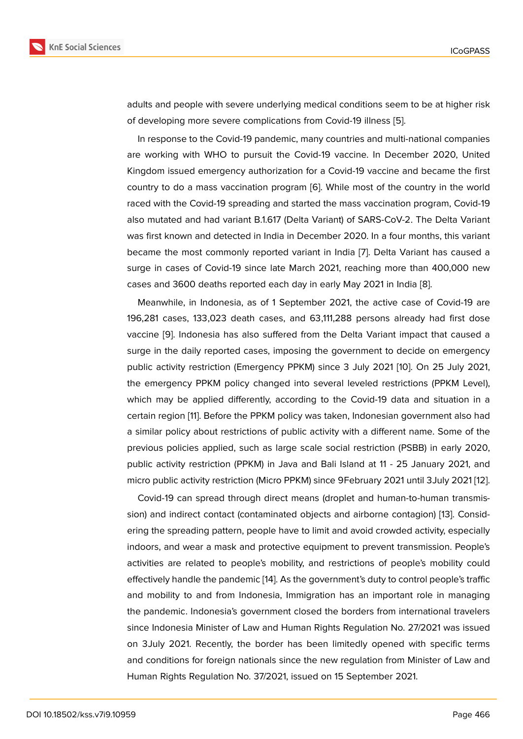adults and people with severe underlying medical conditions seem to be at higher risk of developing more severe complications from Covid-19 illness [5].

In response to the Covid-19 pandemic, many countries and multi-national companies are working with WHO to pursuit the Covid-19 vaccine. In December 2020, United Kingdom issued emergency authorization for a Covid-19 vaccine and became the first country to do a mass vaccination program [6]. While most of the country in the world raced with the Covid-19 spreading and started the mass vaccination program, Covid-19 also mutated and had variant B.1.617 (Delta Variant) of SARS-CoV-2. The Delta Variant was first known and detected in India in December 2020. In a four months, this variant became the most commonly reported variant in India [7]. Delta Variant has caused a surge in cases of Covid-19 since late March 2021, reaching more than 400,000 new cases and 3600 deaths reported each day in early May 2021 in India [8].

Meanwhile, in Indonesia, as of 1 September 2021, the active case of Covid-19 are 196,281 cases, 133,023 death cases, and 63,111,288 persons already had first dose vaccine [9]. Indonesia has also suffered from the Delta Variant impact that caused a surge in the daily reported cases, imposing the government to decide on emergency public activity restriction (Emergency PPKM) since 3 July 2021 [10]. On 25 July 2021, the emergency PPKM policy changed into several leveled restrictions (PPKM Level), which may be applied differently, according to the Covid-19 data and situation in a certain region [11]. Before the PPKM policy was taken, Indonesian government also had a similar policy about restrictions of public activity with a different name. Some of the previous policies applied, such as large scale social restriction (PSBB) in early 2020, public activity restriction (PPKM) in Java and Bali Island at 11 - 25 January 2021, and micro public activity restriction (Micro PPKM) since 9February 2021 until 3July 2021 [12].

Covid-19 can spread through direct means (droplet and human-to-human transmission) and indirect contact (contaminated objects and airborne contagion) [13]. Considering the spreading pattern, people have to limit and avoid crowded activity, especially indoors, and wear a mask and protective equipment to prevent transmission. People's activities are related to people's mobility, and restrictions of people's mobility could effectively handle the pandemic [14]. As the government's duty to control people's traffic and mobility to and from Indonesia, Immigration has an important role in managing the pandemic. Indonesia's government closed the borders from international travelers since Indonesia Minister of Law and Human Rights Regulation No. 27/2021 was issued on 3July 2021. Recently, the border has been limitedly opened with specific terms and conditions for foreign nationals since the new regulation from Minister of Law and Human Rights Regulation No. 37/2021, issued on 15 September 2021.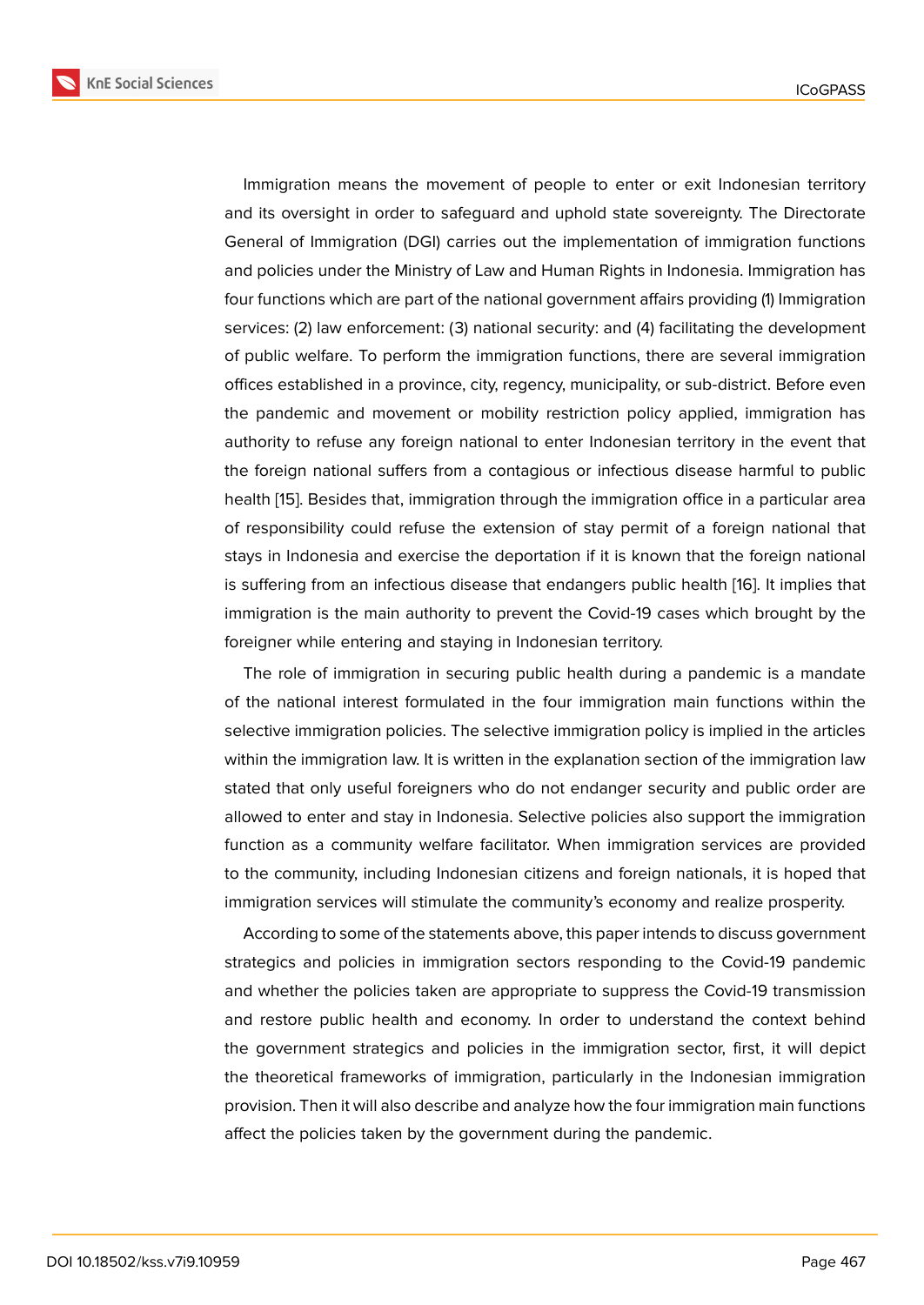Immigration means the movement of people to enter or exit Indonesian territory and its oversight in order to safeguard and uphold state sovereignty. The Directorate General of Immigration (DGI) carries out the implementation of immigration functions and policies under the Ministry of Law and Human Rights in Indonesia. Immigration has four functions which are part of the national government affairs providing (1) Immigration services: (2) law enforcement: (3) national security: and (4) facilitating the development of public welfare. To perform the immigration functions, there are several immigration offices established in a province, city, regency, municipality, or sub-district. Before even the pandemic and movement or mobility restriction policy applied, immigration has authority to refuse any foreign national to enter Indonesian territory in the event that the foreign national suffers from a contagious or infectious disease harmful to public health [15]. Besides that, immigration through the immigration office in a particular area of responsibility could refuse the extension of stay permit of a foreign national that stays in Indonesia and exercise the deportation if it is known that the foreign national is suffering from an infectious disease that endangers public health [16]. It implies that immigration is the main authority to prevent the Covid-19 cases which brought by the foreigner while entering and staying in Indonesian territory.

The role of immigration in securing public health during a pandemic is a mandate of the national interest formulated in the four immigration main functions within the selective immigration policies. The selective immigration policy is implied in the articles within the immigration law. It is written in the explanation section of the immigration law stated that only useful foreigners who do not endanger security and public order are allowed to enter and stay in Indonesia. Selective policies also support the immigration function as a community welfare facilitator. When immigration services are provided to the community, including Indonesian citizens and foreign nationals, it is hoped that immigration services will stimulate the community's economy and realize prosperity.

According to some of the statements above, this paper intends to discuss government strategics and policies in immigration sectors responding to the Covid-19 pandemic and whether the policies taken are appropriate to suppress the Covid-19 transmission and restore public health and economy. In order to understand the context behind the government strategics and policies in the immigration sector, first, it will depict the theoretical frameworks of immigration, particularly in the Indonesian immigration provision. Then it will also describe and analyze how the four immigration main functions affect the policies taken by the government during the pandemic.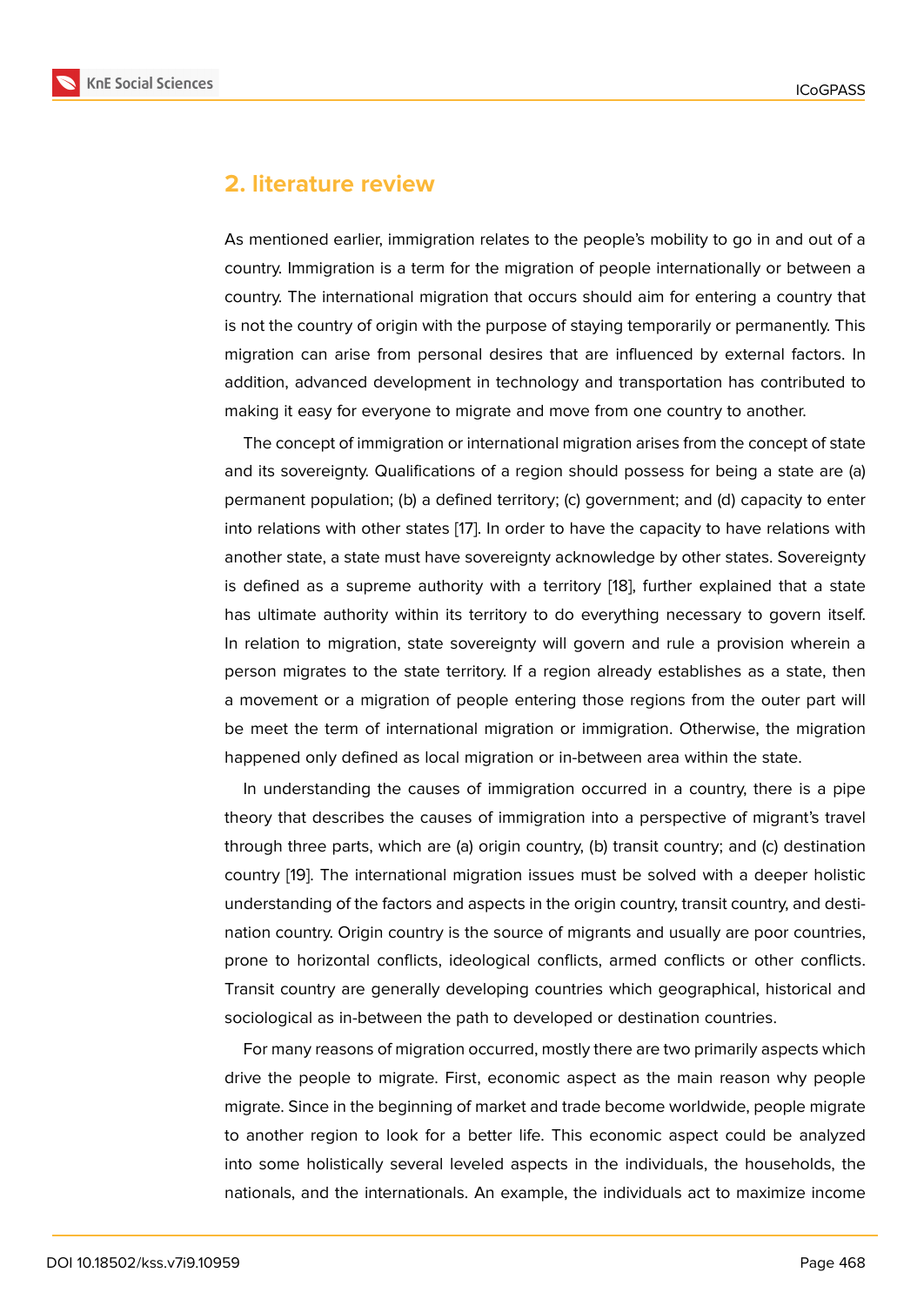## 2. literature review

As mentioned earlier, immigration relates to the people's mobility to go in and out of a country. Immigration is a term for the migration of people internationally or between a country. The international migration that occurs should aim for entering a country that is not the country of origin with the purpose of staying temporarily or permanently. This migration can arise from personal desires that are influenced by external factors. In addition, advanced development in technology and transportation has contributed to making it easy for everyone to migrate and move from one country to another.

The concept of immigration or international migration arises from the concept of state and its sovereignty. Qualifications of a region should possess for being a state are (a) permanent population; (b) a defined territory; (c) government; and (d) capacity to enter into relations with other states [17]. In order to have the capacity to have relations with another state, a state must have sovereignty acknowledge by other states. Sovereignty is defined as a supreme authority with a territory [18], further explained that a state has ultimate authority within its territory to do everything necessary to govern itself. In relation to migration, state sovereignty will govern and rule a provision wherein a person migrates to the state territory. If a region already establishes as a state, then a movement or a migration of people entering those regions from the outer part will be meet the term of international migration or immigration. Otherwise, the migration happened only defined as local migration or in-between area within the state.

In understanding the causes of immigration occurred in a country, there is a pipe theory that describes the causes of immigration into a perspective of migrant's travel through three parts, which are (a) origin country, (b) transit country; and (c) destination country [19]. The international migration issues must be solved with a deeper holistic understanding of the factors and aspects in the origin country, transit country, and destination country. Origin country is the source of migrants and usually are poor countries, prone to horizontal conflicts, ideological conflicts, armed conflicts or other conflicts. Transit country are generally developing countries which geographical, historical and sociological as in-between the path to developed or destination countries.

For many reasons of migration occurred, mostly there are two primarily aspects which drive the people to migrate. First, economic aspect as the main reason why people migrate. Since in the beginning of market and trade become worldwide, people migrate to another region to look for a better life. This economic aspect could be analyzed into some holistically several leveled aspects in the individuals, the households, the nationals, and the internationals. An example, the individuals act to maximize income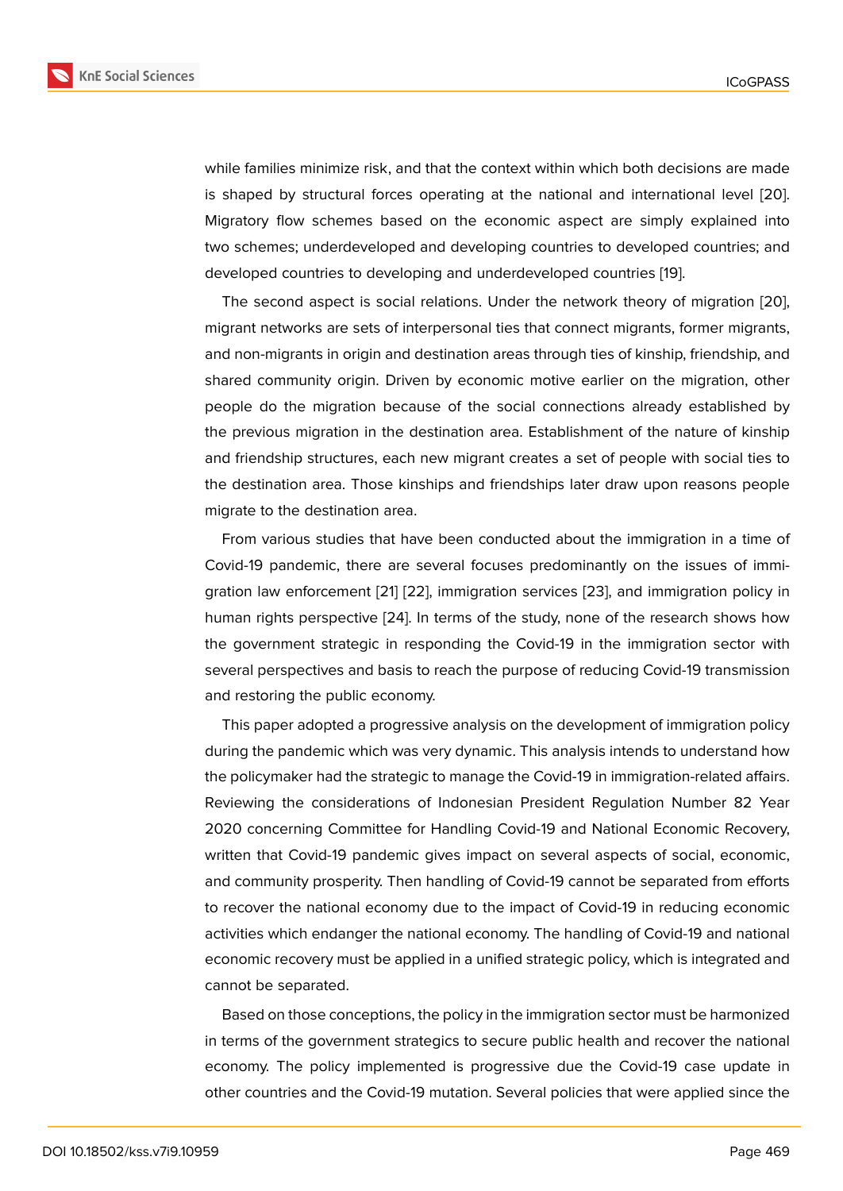while families minimize risk, and that the context within which both decisions are made is shaped by structural forces operating at the national and international level [20]. Migratory flow schemes based on the economic aspect are simply explained into two schemes; underdeveloped and developing countries to developed countries; and developed countries to developing and underdeveloped countries [19].

The second aspect is social relations. Under the network theory of migration [20], migrant networks are sets of interpersonal ties that connect migrants, former migrants, and non-migrants in origin and destination areas through ties of kinship, friendship, and shared community origin. Driven by economic motive earlier on the migration, other people do the migration because of the social connections already established by the previous migration in the destination area. Establishment of the nature of kinship and friendship structures, each new migrant creates a set of people with social ties to the destination area. Those kinships and friendships later draw upon reasons people migrate to the destination area.

From various studies that have been conducted about the immigration in a time of Covid-19 pandemic, there are several focuses predominantly on the issues of immigration law enforcement [21] [22], immigration services [23], and immigration policy in human rights perspective [24]. In terms of the study, none of the research shows how the government strategic in responding the Covid-19 in the immigration sector with several perspectives and basis to reach the purpose of reducing Covid-19 transmission and restoring the public economy.

This paper adopted a progressive analysis on the development of immigration policy during the pandemic which was very dynamic. This analysis intends to understand how the policymaker had the strategic to manage the Covid-19 in immigration-related affairs. Reviewing the considerations of Indonesian President Regulation Number 82 Year 2020 concerning Committee for Handling Covid-19 and National Economic Recovery, written that Covid-19 pandemic gives impact on several aspects of social, economic, and community prosperity. Then handling of Covid-19 cannot be separated from efforts to recover the national economy due to the impact of Covid-19 in reducing economic activities which endanger the national economy. The handling of Covid-19 and national economic recovery must be applied in a unified strategic policy, which is integrated and cannot be separated.

Based on those conceptions, the policy in the immigration sector must be harmonized in terms of the government strategics to secure public health and recover the national economy. The policy implemented is progressive due the Covid-19 case update in other countries and the Covid-19 mutation. Several policies that were applied since the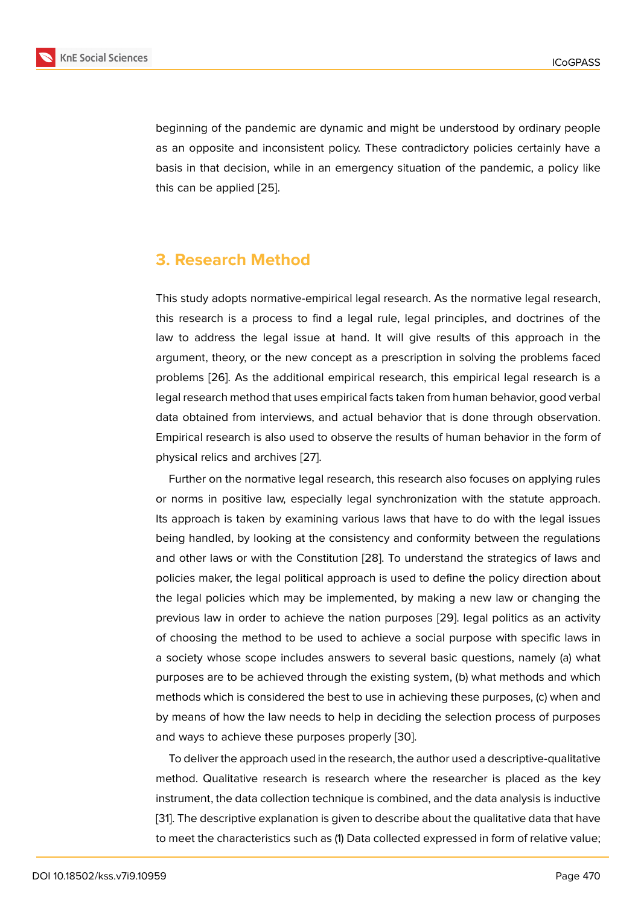beginning of the pandemic are dynamic and might be understood by ordinary people as an opposite and inconsistent policy. These contradictory policies certainly have a basis in that decision, while in an emergency situation of the pandemic, a policy like this can be applied [25].

## 3. Research Method

This study adopts normative-empirical legal research. As the normative legal research, this research is a process to find a legal rule, legal principles, and doctrines of the law to address the legal issue at hand. It will give results of this approach in the argument, theory, or the new concept as a prescription in solving the problems faced problems [26]. As the additional empirical research, this empirical legal research is a legal research method that uses empirical facts taken from human behavior, good verbal data obtained from interviews, and actual behavior that is done through observation. Empirical research is also used to observe the results of human behavior in the form of physical relics and archives [27].

Further on the normative legal research, this research also focuses on applying rules or norms in positive law, especially legal synchronization with the statute approach. Its approach is taken by examining various laws that have to do with the legal issues being handled, by looking at the consistency and conformity between the regulations and other laws or with the Constitution [28]. To understand the strategics of laws and policies maker, the legal political approach is used to define the policy direction about the legal policies which may be implemented, by making a new law or changing the previous law in order to achieve the nation purposes [29]. legal politics as an activity of choosing the method to be used to achieve a social purpose with specific laws in a society whose scope includes answers to several basic questions, namely (a) what purposes are to be achieved through the existing system, (b) what methods and which methods which is considered the best to use in achieving these purposes, (c) when and by means of how the law needs to help in deciding the selection process of purposes and ways to achieve these purposes properly [30].

To deliver the approach used in the research, the author used a descriptive-qualitative method. Qualitative research is research where the researcher is placed as the key instrument, the data collection technique is combined, and the data analysis is inductive [31]. The descriptive explanation is given to describe about the qualitative data that have to meet the characteristics such as (1) Data collected expressed in form of relative value;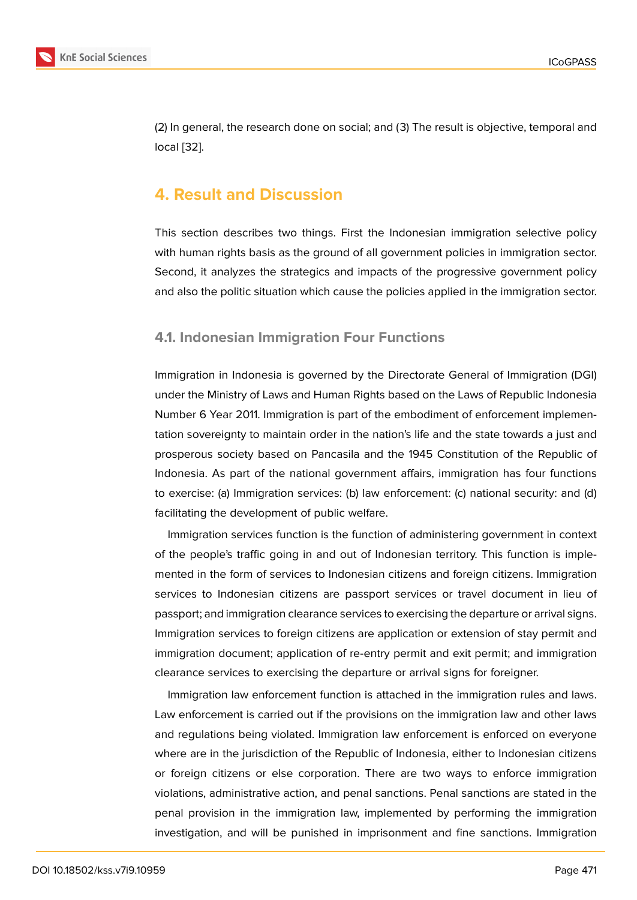(2) In general, the research done on social; and (3) The result is objective, temporal and local [32].

## 4. Result and Discussion

This section describes two things. First the Indonesian immigration selective policy with human rights basis as the ground of all government policies in immigration sector. Second, it analyzes the strategics and impacts of the progressive government policy and also the politic situation which cause the policies applied in the immigration sector.

### 4.1. Indonesian Immigration Four Functions

Immigration in Indonesia is governed by the Directorate General of Immigration (DGI) under the Ministry of Laws and Human Rights based on the Laws of Republic Indonesia Number 6 Year 2011. Immigration is part of the embodiment of enforcement implementation sovereignty to maintain order in the nation's life and the state towards a just and prosperous society based on Pancasila and the 1945 Constitution of the Republic of Indonesia. As part of the national government affairs, immigration has four functions to exercise: (a) Immigration services: (b) law enforcement: (c) national security: and (d) facilitating the development of public welfare.

Immigration services function is the function of administering government in context of the people's traffic going in and out of Indonesian territory. This function is implemented in the form of services to Indonesian citizens and foreign citizens. Immigration services to Indonesian citizens are passport services or travel document in lieu of passport; and immigration clearance services to exercising the departure or arrival signs. Immigration services to foreign citizens are application or extension of stay permit and immigration document; application of re-entry permit and exit permit; and immigration clearance services to exercising the departure or arrival signs for foreigner.

Immigration law enforcement function is attached in the immigration rules and laws. Law enforcement is carried out if the provisions on the immigration law and other laws and regulations being violated. Immigration law enforcement is enforced on everyone where are in the jurisdiction of the Republic of Indonesia, either to Indonesian citizens or foreign citizens or else corporation. There are two ways to enforce immigration violations, administrative action, and penal sanctions. Penal sanctions are stated in the penal provision in the immigration law, implemented by performing the immigration investigation, and will be punished in imprisonment and fine sanctions. Immigration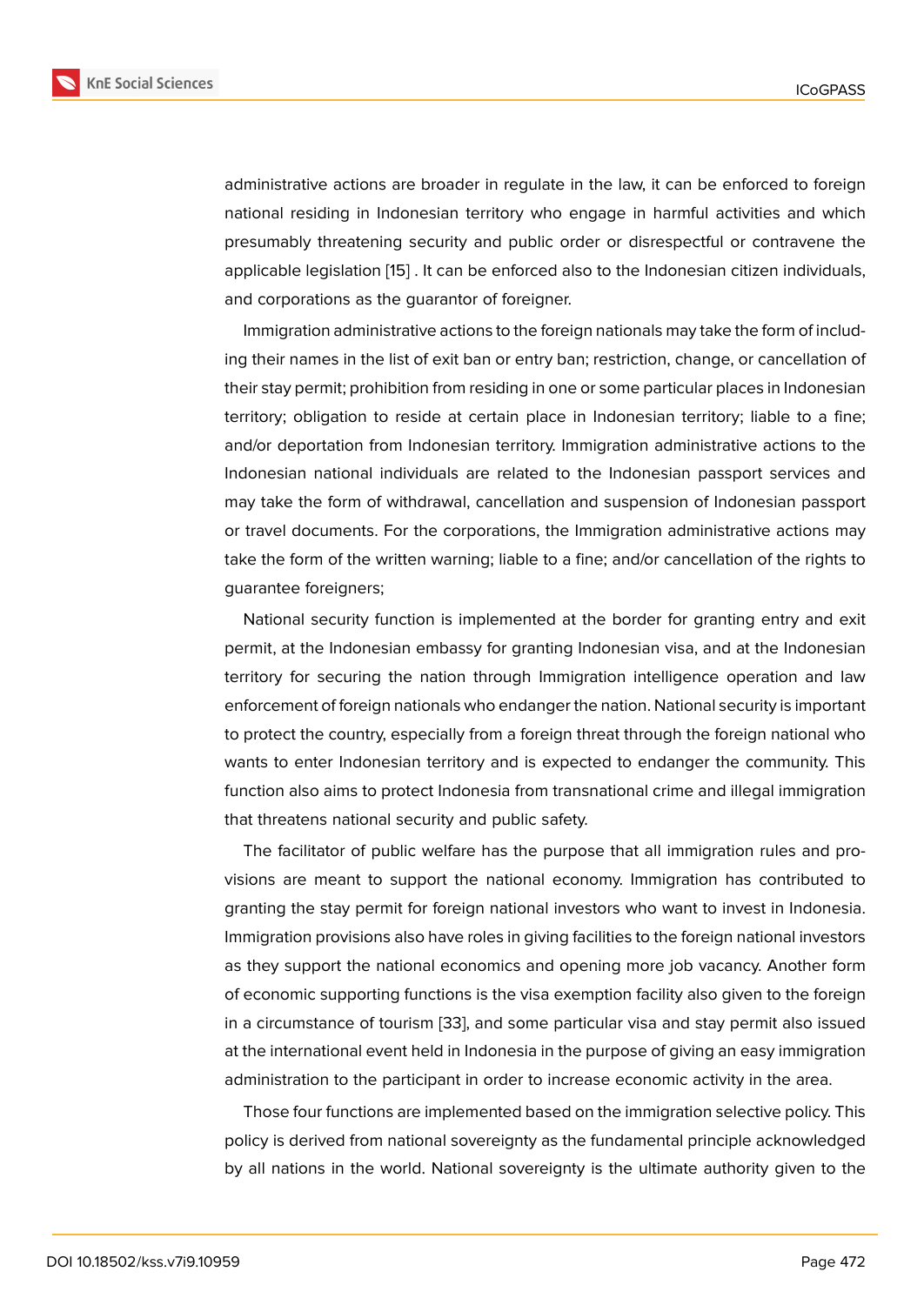administrative actions are broader in regulate in the law, it can be enforced to foreign national residing in Indonesian territory who engage in harmful activities and which presumably threatening security and public order or disrespectful or contravene the applicable legislation [15] . It can be enforced also to the Indonesian citizen individuals, and corporations as the guarantor of foreigner.

Immigration administrative actions to the foreign nationals may take the form of including their names in the list of exit ban or entry ban; restriction, change, or cancellation of their stay permit; prohibition from residing in one or some particular places in Indonesian territory; obligation to reside at certain place in Indonesian territory; liable to a fine; and/or deportation from Indonesian territory. Immigration administrative actions to the Indonesian national individuals are related to the Indonesian passport services and may take the form of withdrawal, cancellation and suspension of Indonesian passport or travel documents. For the corporations, the Immigration administrative actions may take the form of the written warning; liable to a fine; and/or cancellation of the rights to guarantee foreigners;

National security function is implemented at the border for granting entry and exit permit, at the Indonesian embassy for granting Indonesian visa, and at the Indonesian territory for securing the nation through Immigration intelligence operation and law enforcement of foreign nationals who endanger the nation. National security is important to protect the country, especially from a foreign threat through the foreign national who wants to enter Indonesian territory and is expected to endanger the community. This function also aims to protect Indonesia from transnational crime and illegal immigration that threatens national security and public safety.

The facilitator of public welfare has the purpose that all immigration rules and provisions are meant to support the national economy. Immigration has contributed to granting the stay permit for foreign national investors who want to invest in Indonesia. Immigration provisions also have roles in giving facilities to the foreign national investors as they support the national economics and opening more job vacancy. Another form of economic supporting functions is the visa exemption facility also given to the foreign in a circumstance of tourism [33], and some particular visa and stay permit also issued at the international event held in Indonesia in the purpose of giving an easy immigration administration to the participant in order to increase economic activity in the area.

Those four functions are implemented based on the immigration selective policy. This policy is derived from national sovereignty as the fundamental principle acknowledged by all nations in the world. National sovereignty is the ultimate authority given to the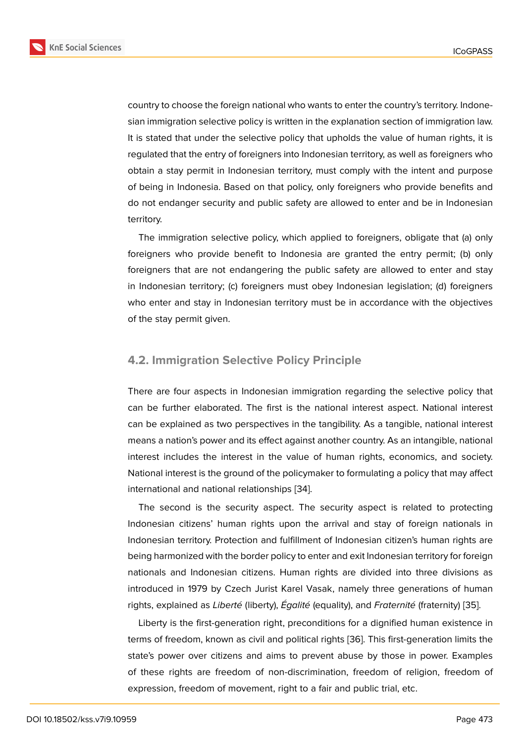country to choose the foreign national who wants to enter the country's territory. Indonesian immigration selective policy is written in the explanation section of immigration law. It is stated that under the selective policy that upholds the value of human rights, it is regulated that the entry of foreigners into Indonesian territory, as well as foreigners who obtain a stay permit in Indonesian territory, must comply with the intent and purpose of being in Indonesia. Based on that policy, only foreigners who provide benefits and do not endanger security and public safety are allowed to enter and be in Indonesian territory.

The immigration selective policy, which applied to foreigners, obligate that (a) only foreigners who provide benefit to Indonesia are granted the entry permit; (b) only foreigners that are not endangering the public safety are allowed to enter and stay in Indonesian territory; (c) foreigners must obey Indonesian legislation; (d) foreigners who enter and stay in Indonesian territory must be in accordance with the objectives of the stay permit given.

## 4.2. Immigration Selective Policy Principle

There are four aspects in Indonesian immigration regarding the selective policy that can be further elaborated. The first is the national interest aspect. National interest can be explained as two perspectives in the tangibility. As a tangible, national interest means a nation's power and its effect against another country. As an intangible, national interest includes the interest in the value of human rights, economics, and society. National interest is the ground of the policymaker to formulating a policy that may affect international and national relationships [34].

The second is the security aspect. The security aspect is related to protecting Indonesian citizens' human rights upon the arrival and stay of foreign nationals in Indonesian territory. Protection and fulfillment of Indonesian citizen's human rights are being harmonized with the border policy to enter and exit Indonesian territory for foreign nationals and Indonesian citizens. Human rights are divided into three divisions as introduced in 1979 by Czech Jurist Karel Vasak, namely three generations of human rights, explained as *Liberté* (liberty), *Égalité* (equality), and *Fraternité* (fraternity) [35].

Liberty is the first-generation right, preconditions for a dignified human existence in terms of freedom, known as civil and political rights [36]. This first-generation limits the state's power over citizens and aims to prevent abuse by those in power. Examples of these rights are freedom of non-discrimination, freedom of religion, freedom of expression, freedom of movement, right to a fair and public trial, etc.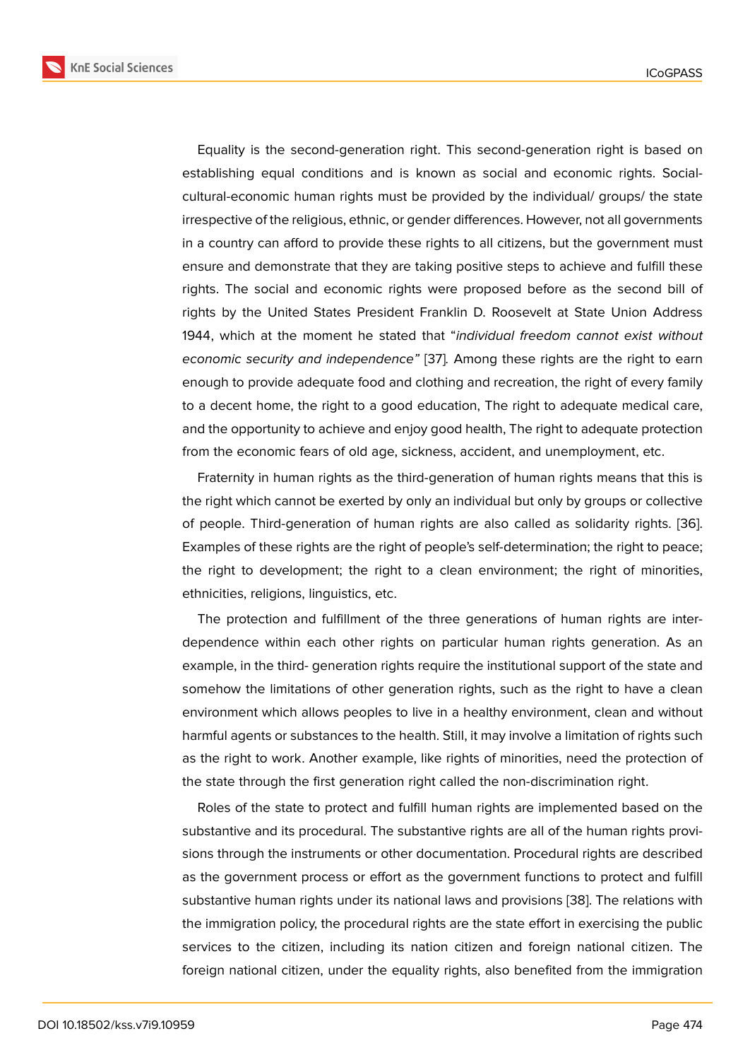Equality is the second-generation right. This second-generation right is based on establishing equal conditions and is known as social and economic rights. Social-cultural-economic human rights must be provided by the individual/ groups/ the state irrespective of the religious, ethnic, or gender differences. However, not all governments in a country can afford to provide these rights to all citizens, but the government must ensure and demonstrate that they are taking positive steps to achieve and fulfill these rights. The social and economic rights were proposed before as the second bill of rights by the United States President Franklin D. Roosevelt at State Union Address 1944, which at the moment he stated that "*individual freedom cannot exist without economic security and independence"* [37]. Among these rights are the right to earn enough to provide adequate food and clothing and recreation, the right of every family to a decent home, the right to a good education, The right to adequate medical care, and the opportunity to achieve and enjoy good health, The right to adequate protection from the economic fears of old age, sickness, accident, and unemployment, etc.

Fraternity in human rights as the third-generation of human rights means that this is the right which cannot be exerted by only an individual but only by groups or collective of people. Third-generation of human rights are also called as solidarity rights. [36]. Examples of these rights are the right of people's self-determination; the right to peace; the right to development; the right to a clean environment; the right of minorities, ethnicities, religions, linguistics, etc.

The protection and fulfillment of the three generations of human rights are inter-dependence within each other rights on particular human rights generation. As an example, in the third- generation rights require the institutional support of the state and somehow the limitations of other generation rights, such as the right to have a clean environment which allows peoples to live in a healthy environment, clean and without harmful agents or substances to the health. Still, it may involve a limitation of rights such as the right to work. Another example, like rights of minorities, need the protection of the state through the first generation right called the non-discrimination right.

Roles of the state to protect and fulfill human rights are implemented based on the substantive and its procedural. The substantive rights are all of the human rights provisions through the instruments or other documentation. Procedural rights are described as the government process or effort as the government functions to protect and fulfill substantive human rights under its national laws and provisions [38]. The relations with the immigration policy, the procedural rights are the state effort in exercising the public services to the citizen, including its nation citizen and foreign national citizen. The foreign national citizen, under the equality rights, also benefited from the immigration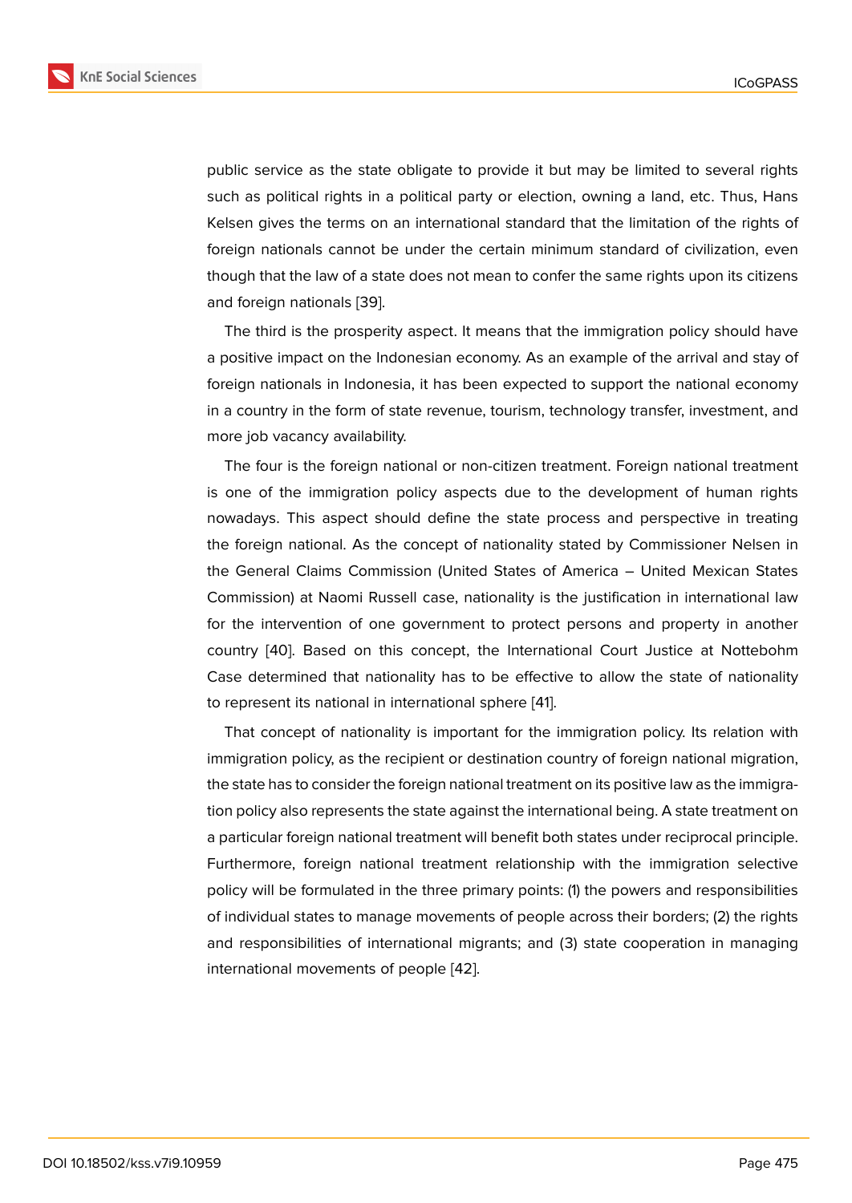public service as the state obligate to provide it but may be limited to several rights such as political rights in a political party or election, owning a land, etc. Thus, Hans Kelsen gives the terms on an international standard that the limitation of the rights of foreign nationals cannot be under the certain minimum standard of civilization, even though that the law of a state does not mean to confer the same rights upon its citizens and foreign nationals [39].

The third is the prosperity aspect. It means that the immigration policy should have a positive impact on the Indonesian economy. As an example of the arrival and stay of foreign nationals in Indonesia, it has been expected to support the national economy in a country in the form of state revenue, tourism, technology transfer, investment, and more job vacancy availability.

The four is the foreign national or non-citizen treatment. Foreign national treatment is one of the immigration policy aspects due to the development of human rights nowadays. This aspect should define the state process and perspective in treating the foreign national. As the concept of nationality stated by Commissioner Nelsen in the General Claims Commission (United States of America – United Mexican States Commission) at Naomi Russell case, nationality is the justification in international law for the intervention of one government to protect persons and property in another country [40]. Based on this concept, the International Court Justice at Nottebohm Case determined that nationality has to be effective to allow the state of nationality to represent its national in international sphere [41].

That concept of nationality is important for the immigration policy. Its relation with immigration policy, as the recipient or destination country of foreign national migration, the state has to consider the foreign national treatment on its positive law as the immigration policy also represents the state against the international being. A state treatment on a particular foreign national treatment will benefit both states under reciprocal principle. Furthermore, foreign national treatment relationship with the immigration selective policy will be formulated in the three primary points: (1) the powers and responsibilities of individual states to manage movements of people across their borders; (2) the rights and responsibilities of international migrants; and (3) state cooperation in managing international movements of people [42].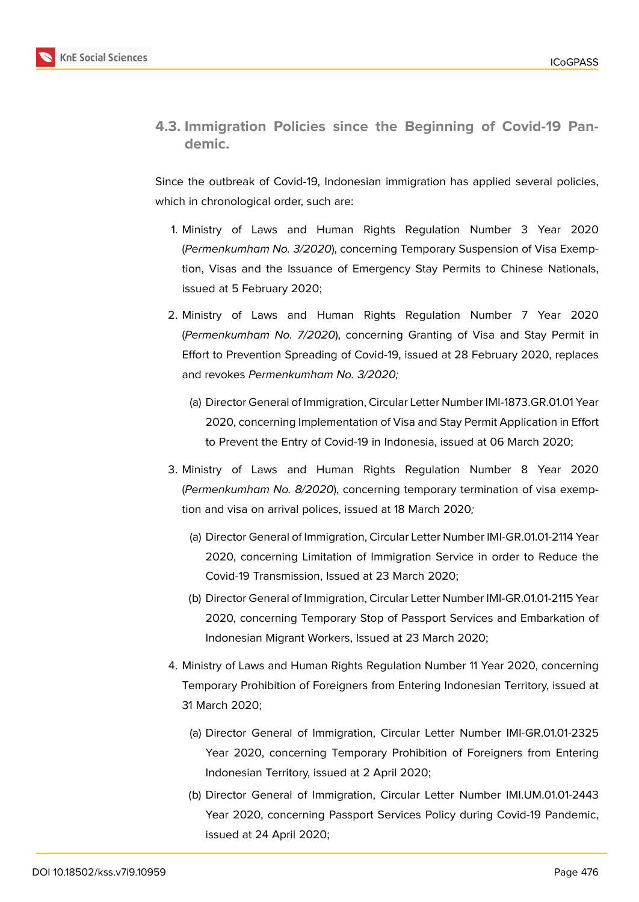### 4.3. Immigration Policies since the Beginning of Covid-19 Pandemic.

Since the outbreak of Covid-19, Indonesian immigration has applied several policies, which in chronological order, such are:

1. Ministry of Laws and Human Rights Regulation Number 3 Year 2020 (*Permenkumham No. 3/2020*), concerning Temporary Suspension of Visa Exemption, Visas and the Issuance of Emergency Stay Permits to Chinese Nationals, issued at 5 February 2020;
2. Ministry of Laws and Human Rights Regulation Number 7 Year 2020 (*Permenkumham No. 7/2020*), concerning Granting of Visa and Stay Permit in Effort to Prevention Spreading of Covid-19, issued at 28 February 2020, replaces and revokes *Permenkumham No. 3/2020;*
   - (a) Director General of Immigration, Circular Letter Number IMI-1873.GR.01.01 Year 2020, concerning Implementation of Visa and Stay Permit Application in Effort to Prevent the Entry of Covid-19 in Indonesia, issued at 06 March 2020;
3. Ministry of Laws and Human Rights Regulation Number 8 Year 2020 (*Permenkumham No. 8/2020*), concerning temporary termination of visa exemption and visa on arrival polices, issued at 18 March 2020*;*
   - (a) Director General of Immigration, Circular Letter Number IMI-GR.01.01-2114 Year 2020, concerning Limitation of Immigration Service in order to Reduce the Covid-19 Transmission, Issued at 23 March 2020;
   - (b) Director General of Immigration, Circular Letter Number IMI-GR.01.01-2115 Year 2020, concerning Temporary Stop of Passport Services and Embarkation of Indonesian Migrant Workers, Issued at 23 March 2020;
4. Ministry of Laws and Human Rights Regulation Number 11 Year 2020, concerning Temporary Prohibition of Foreigners from Entering Indonesian Territory, issued at 31 March 2020;
   - (a) Director General of Immigration, Circular Letter Number IMI-GR.01.01-2325 Year 2020, concerning Temporary Prohibition of Foreigners from Entering Indonesian Territory, issued at 2 April 2020;
   - (b) Director General of Immigration, Circular Letter Number IMI.UM.01.01-2443 Year 2020, concerning Passport Services Policy during Covid-19 Pandemic, issued at 24 April 2020;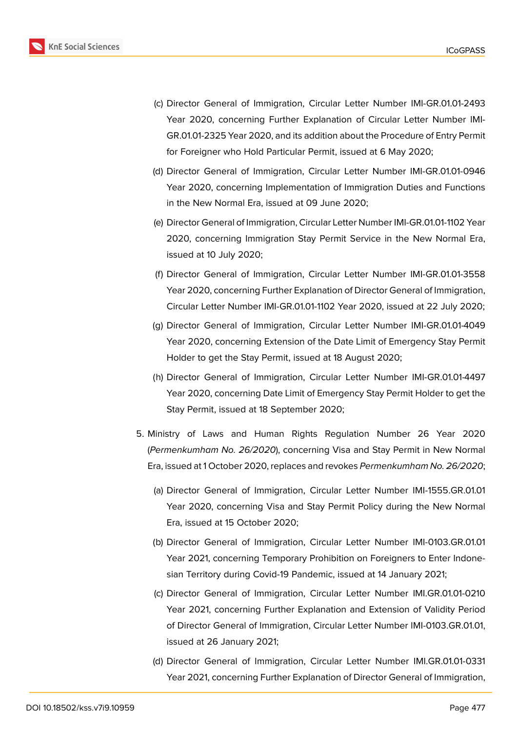(c) Director General of Immigration, Circular Letter Number IMI-GR.01.01-2493 Year 2020, concerning Further Explanation of Circular Letter Number IMI-GR.01.01-2325 Year 2020, and its addition about the Procedure of Entry Permit for Foreigner who Hold Particular Permit, issued at 6 May 2020;

(d) Director General of Immigration, Circular Letter Number IMI-GR.01.01-0946 Year 2020, concerning Implementation of Immigration Duties and Functions in the New Normal Era, issued at 09 June 2020;

(e) Director General of Immigration, Circular Letter Number IMI-GR.01.01-1102 Year 2020, concerning Immigration Stay Permit Service in the New Normal Era, issued at 10 July 2020;

(f) Director General of Immigration, Circular Letter Number IMI-GR.01.01-3558 Year 2020, concerning Further Explanation of Director General of Immigration, Circular Letter Number IMI-GR.01.01-1102 Year 2020, issued at 22 July 2020;

(g) Director General of Immigration, Circular Letter Number IMI-GR.01.01-4049 Year 2020, concerning Extension of the Date Limit of Emergency Stay Permit Holder to get the Stay Permit, issued at 18 August 2020;

(h) Director General of Immigration, Circular Letter Number IMI-GR.01.01-4497 Year 2020, concerning Date Limit of Emergency Stay Permit Holder to get the Stay Permit, issued at 18 September 2020;

5. Ministry of Laws and Human Rights Regulation Number 26 Year 2020 (*Permenkumham No. 26/2020*), concerning Visa and Stay Permit in New Normal Era, issued at 1 October 2020, replaces and revokes *Permenkumham No. 26/2020*;

   (a) Director General of Immigration, Circular Letter Number IMI-1555.GR.01.01 Year 2020, concerning Visa and Stay Permit Policy during the New Normal Era, issued at 15 October 2020;

   (b) Director General of Immigration, Circular Letter Number IMI-0103.GR.01.01 Year 2021, concerning Temporary Prohibition on Foreigners to Enter Indonesian Territory during Covid-19 Pandemic, issued at 14 January 2021;

   (c) Director General of Immigration, Circular Letter Number IMI.GR.01.01-0210 Year 2021, concerning Further Explanation and Extension of Validity Period of Director General of Immigration, Circular Letter Number IMI-0103.GR.01.01, issued at 26 January 2021;

   (d) Director General of Immigration, Circular Letter Number IMI.GR.01.01-0331 Year 2021, concerning Further Explanation of Director General of Immigration,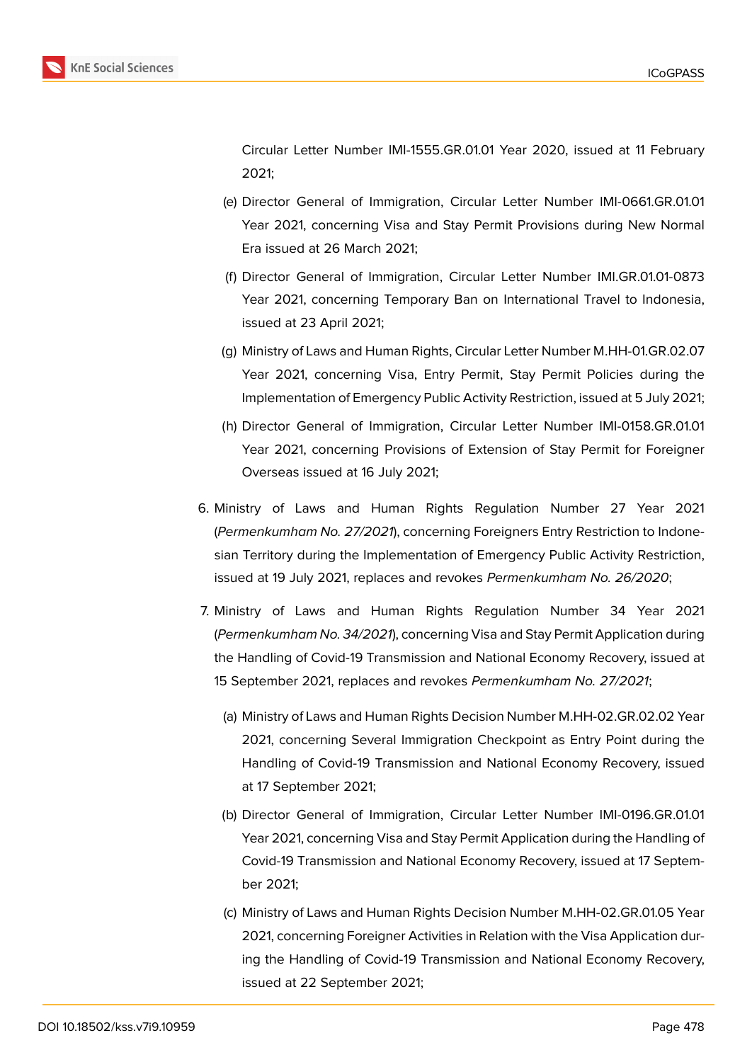Circular Letter Number IMI-1555.GR.01.01 Year 2020, issued at 11 February 2021;

(e) Director General of Immigration, Circular Letter Number IMI-0661.GR.01.01 Year 2021, concerning Visa and Stay Permit Provisions during New Normal Era issued at 26 March 2021;

(f) Director General of Immigration, Circular Letter Number IMI.GR.01.01-0873 Year 2021, concerning Temporary Ban on International Travel to Indonesia, issued at 23 April 2021;

(g) Ministry of Laws and Human Rights, Circular Letter Number M.HH-01.GR.02.07 Year 2021, concerning Visa, Entry Permit, Stay Permit Policies during the Implementation of Emergency Public Activity Restriction, issued at 5 July 2021;

(h) Director General of Immigration, Circular Letter Number IMI-0158.GR.01.01 Year 2021, concerning Provisions of Extension of Stay Permit for Foreigner Overseas issued at 16 July 2021;

6. Ministry of Laws and Human Rights Regulation Number 27 Year 2021 (*Permenkumham No. 27/2021*), concerning Foreigners Entry Restriction to Indonesian Territory during the Implementation of Emergency Public Activity Restriction, issued at 19 July 2021, replaces and revokes *Permenkumham No. 26/2020*;

7. Ministry of Laws and Human Rights Regulation Number 34 Year 2021 (*Permenkumham No. 34/2021*), concerning Visa and Stay Permit Application during the Handling of Covid-19 Transmission and National Economy Recovery, issued at 15 September 2021, replaces and revokes *Permenkumham No. 27/2021*;

   (a) Ministry of Laws and Human Rights Decision Number M.HH-02.GR.02.02 Year 2021, concerning Several Immigration Checkpoint as Entry Point during the Handling of Covid-19 Transmission and National Economy Recovery, issued at 17 September 2021;

   (b) Director General of Immigration, Circular Letter Number IMI-0196.GR.01.01 Year 2021, concerning Visa and Stay Permit Application during the Handling of Covid-19 Transmission and National Economy Recovery, issued at 17 September 2021;

   (c) Ministry of Laws and Human Rights Decision Number M.HH-02.GR.01.05 Year 2021, concerning Foreigner Activities in Relation with the Visa Application during the Handling of Covid-19 Transmission and National Economy Recovery, issued at 22 September 2021;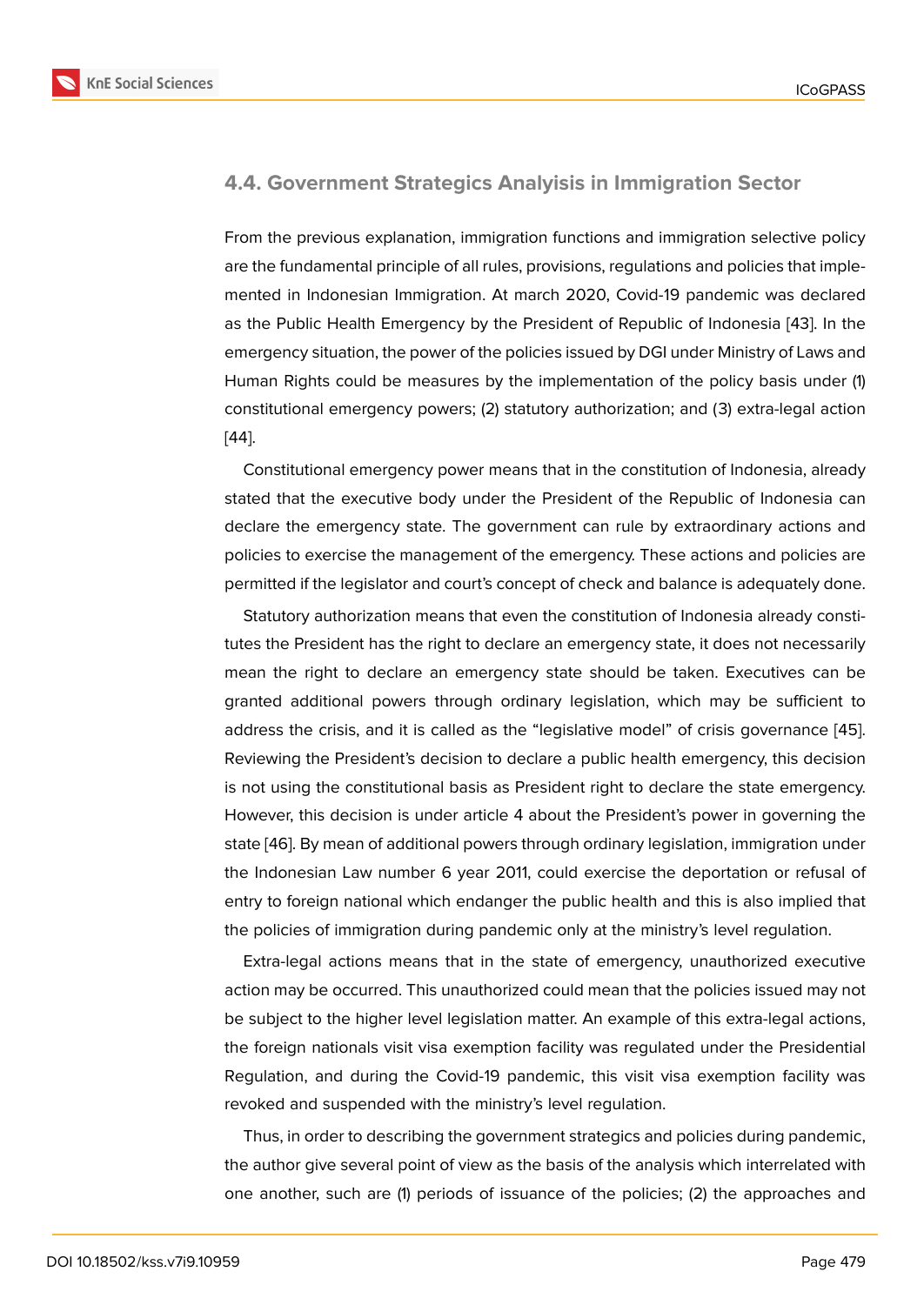### 4.4. Government Strategics Analysis in Immigration Sector

From the previous explanation, immigration functions and immigration selective policy are the fundamental principle of all rules, provisions, regulations and policies that implemented in Indonesian Immigration. At march 2020, Covid-19 pandemic was declared as the Public Health Emergency by the President of Republic of Indonesia [43]. In the emergency situation, the power of the policies issued by DGI under Ministry of Laws and Human Rights could be measures by the implementation of the policy basis under (1) constitutional emergency powers; (2) statutory authorization; and (3) extra-legal action [44].

Constitutional emergency power means that in the constitution of Indonesia, already stated that the executive body under the President of the Republic of Indonesia can declare the emergency state. The government can rule by extraordinary actions and policies to exercise the management of the emergency. These actions and policies are permitted if the legislator and court's concept of check and balance is adequately done.

Statutory authorization means that even the constitution of Indonesia already constitutes the President has the right to declare an emergency state, it does not necessarily mean the right to declare an emergency state should be taken. Executives can be granted additional powers through ordinary legislation, which may be sufficient to address the crisis, and it is called as the "legislative model" of crisis governance [45]. Reviewing the President's decision to declare a public health emergency, this decision is not using the constitutional basis as President right to declare the state emergency. However, this decision is under article 4 about the President's power in governing the state [46]. By mean of additional powers through ordinary legislation, immigration under the Indonesian Law number 6 year 2011, could exercise the deportation or refusal of entry to foreign national which endanger the public health and this is also implied that the policies of immigration during pandemic only at the ministry's level regulation.

Extra-legal actions means that in the state of emergency, unauthorized executive action may be occurred. This unauthorized could mean that the policies issued may not be subject to the higher level legislation matter. An example of this extra-legal actions, the foreign nationals visit visa exemption facility was regulated under the Presidential Regulation, and during the Covid-19 pandemic, this visit visa exemption facility was revoked and suspended with the ministry's level regulation.

Thus, in order to describing the government strategics and policies during pandemic, the author give several point of view as the basis of the analysis which interrelated with one another, such are (1) periods of issuance of the policies; (2) the approaches and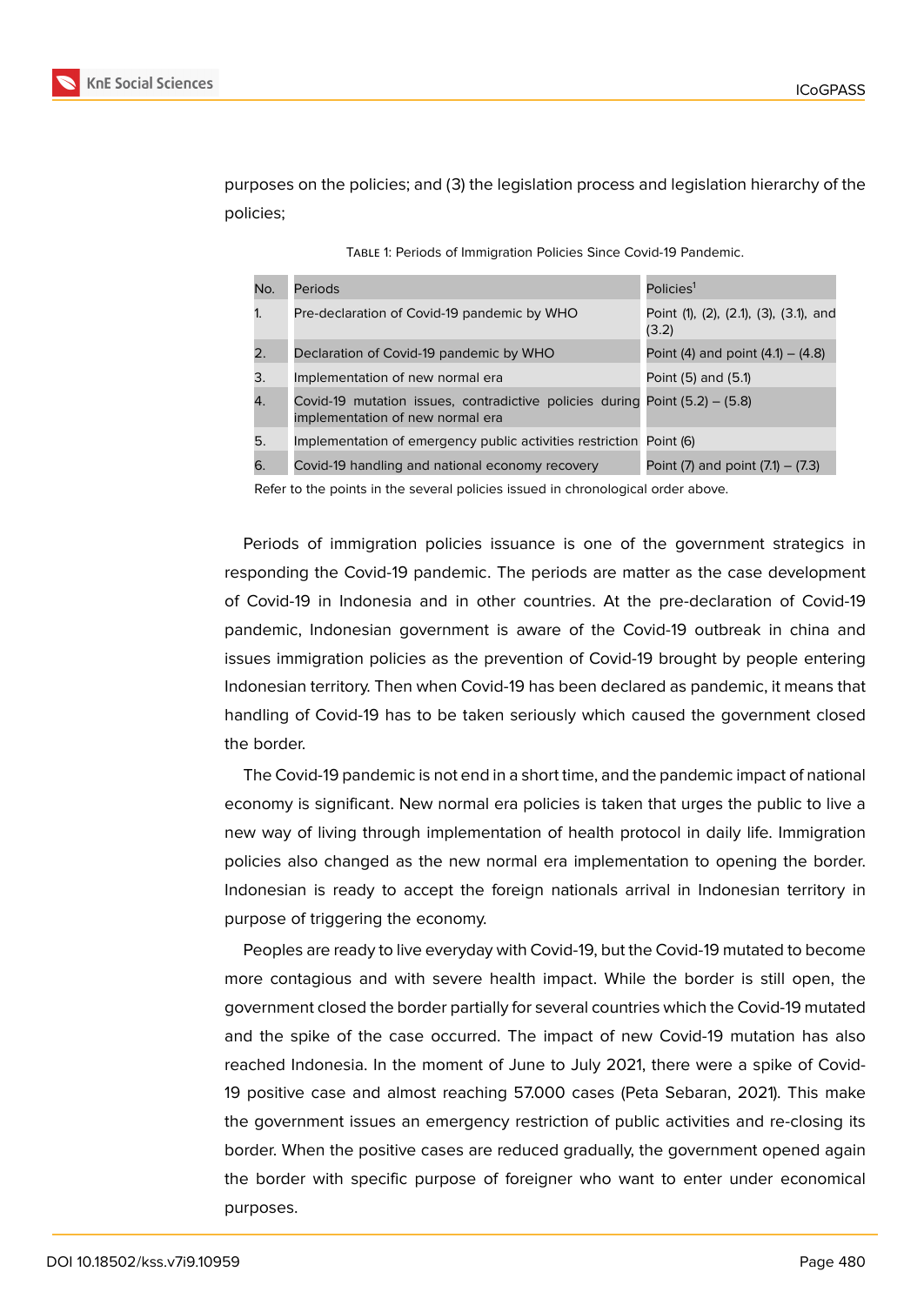purposes on the policies; and (3) the legislation process and legislation hierarchy of the policies;

Table 1: Periods of Immigration Policies Since Covid-19 Pandemic.

| No. | Periods | Policies[1] |
|---|---|---|
| 1. | Pre-declaration of Covid-19 pandemic by WHO | Point (1), (2), (2.1), (3), (3.1), and (3.2) |
| 2. | Declaration of Covid-19 pandemic by WHO | Point (4) and point (4.1) – (4.8) |
| 3. | Implementation of new normal era | Point (5) and (5.1) |
| 4. | Covid-19 mutation issues, contradictive policies during implementation of new normal era | Point (5.2) – (5.8) |
| 5. | Implementation of emergency public activities restriction | Point (6) |
| 6. | Covid-19 handling and national economy recovery | Point (7) and point (7.1) – (7.3) |

Refer to the points in the several policies issued in chronological order above.

Periods of immigration policies issuance is one of the government strategics in responding the Covid-19 pandemic. The periods are matter as the case development of Covid-19 in Indonesia and in other countries. At the pre-declaration of Covid-19 pandemic, Indonesian government is aware of the Covid-19 outbreak in china and issues immigration policies as the prevention of Covid-19 brought by people entering Indonesian territory. Then when Covid-19 has been declared as pandemic, it means that handling of Covid-19 has to be taken seriously which caused the government closed the border.

The Covid-19 pandemic is not end in a short time, and the pandemic impact of national economy is significant. New normal era policies is taken that urges the public to live a new way of living through implementation of health protocol in daily life. Immigration policies also changed as the new normal era implementation to opening the border. Indonesian is ready to accept the foreign nationals arrival in Indonesian territory in purpose of triggering the economy.

Peoples are ready to live everyday with Covid-19, but the Covid-19 mutated to become more contagious and with severe health impact. While the border is still open, the government closed the border partially for several countries which the Covid-19 mutated and the spike of the case occurred. The impact of new Covid-19 mutation has also reached Indonesia. In the moment of June to July 2021, there were a spike of Covid-19 positive case and almost reaching 57.000 cases (Peta Sebaran, 2021). This make the government issues an emergency restriction of public activities and re-closing its border. When the positive cases are reduced gradually, the government opened again the border with specific purpose of foreigner who want to enter under economical purposes.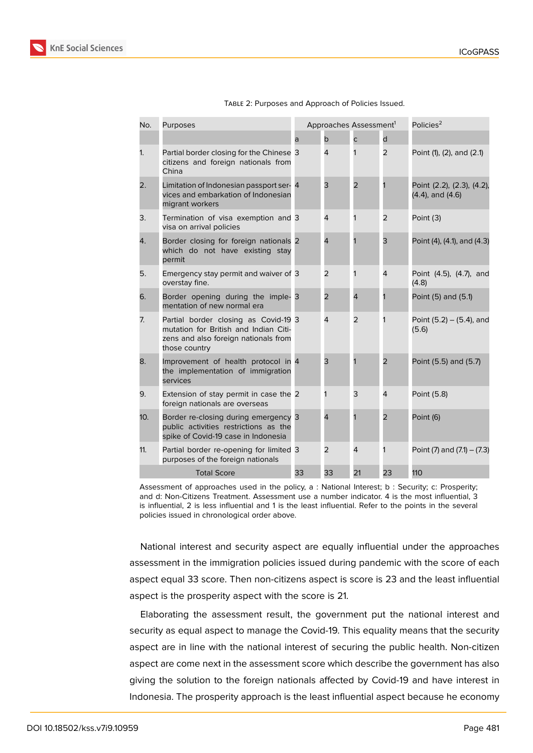Table 2: Purposes and Approach of Policies Issued.

| No. | Purposes | Approaches Assessment[1] | | | | Policies[2] |
|---|---|---|---|---|---|---|
| | | a | b | c | d | |
| 1. | Partial border closing for the Chinese citizens and foreign nationals from China | 3 | 4 | 1 | 2 | Point (1), (2), and (2.1) |
| 2. | Limitation of Indonesian passport services and embarkation of Indonesian migrant workers | 4 | 3 | 2 | 1 | Point (2.2), (2.3), (4.2), (4.4), and (4.6) |
| 3. | Termination of visa exemption and visa on arrival policies | 3 | 4 | 1 | 2 | Point (3) |
| 4. | Border closing for foreign nationals which do not have existing stay permit | 2 | 4 | 1 | 3 | Point (4), (4.1), and (4.3) |
| 5. | Emergency stay permit and waiver of overstay fine. | 3 | 2 | 1 | 4 | Point (4.5), (4.7), and (4.8) |
| 6. | Border opening during the implementation of new normal era | 3 | 2 | 4 | 1 | Point (5) and (5.1) |
| 7. | Partial border closing as Covid-19 mutation for British and Indian Citizens and also foreign nationals from those country | 3 | 4 | 2 | 1 | Point (5.2) – (5.4), and (5.6) |
| 8. | Improvement of health protocol in the implementation of immigration services | 4 | 3 | 1 | 2 | Point (5.5) and (5.7) |
| 9. | Extension of stay permit in case the foreign nationals are overseas | 2 | 1 | 3 | 4 | Point (5.8) |
| 10. | Border re-closing during emergency public activities restrictions as the spike of Covid-19 case in Indonesia | 3 | 4 | 1 | 2 | Point (6) |
| 11. | Partial border re-opening for limited purposes of the foreign nationals | 3 | 2 | 4 | 1 | Point (7) and (7.1) – (7.3) |
| Total Score | | 33 | 33 | 21 | 23 | 110 |

Assessment of approaches used in the policy, a : National Interest; b : Security; c: Prosperity; and d: Non-Citizens Treatment. Assessment use a number indicator. 4 is the most influential, 3 is influential, 2 is less influential and 1 is the least influential. Refer to the points in the several policies issued in chronological order above.

National interest and security aspect are equally influential under the approaches assessment in the immigration policies issued during pandemic with the score of each aspect equal 33 score. Then non-citizens aspect is score is 23 and the least influential aspect is the prosperity aspect with the score is 21.

Elaborating the assessment result, the government put the national interest and security as equal aspect to manage the Covid-19. This equality means that the security aspect are in line with the national interest of securing the public health. Non-citizen aspect are come next in the assessment score which describe the government has also giving the solution to the foreign nationals affected by Covid-19 and have interest in Indonesia. The prosperity approach is the least influential aspect because he economy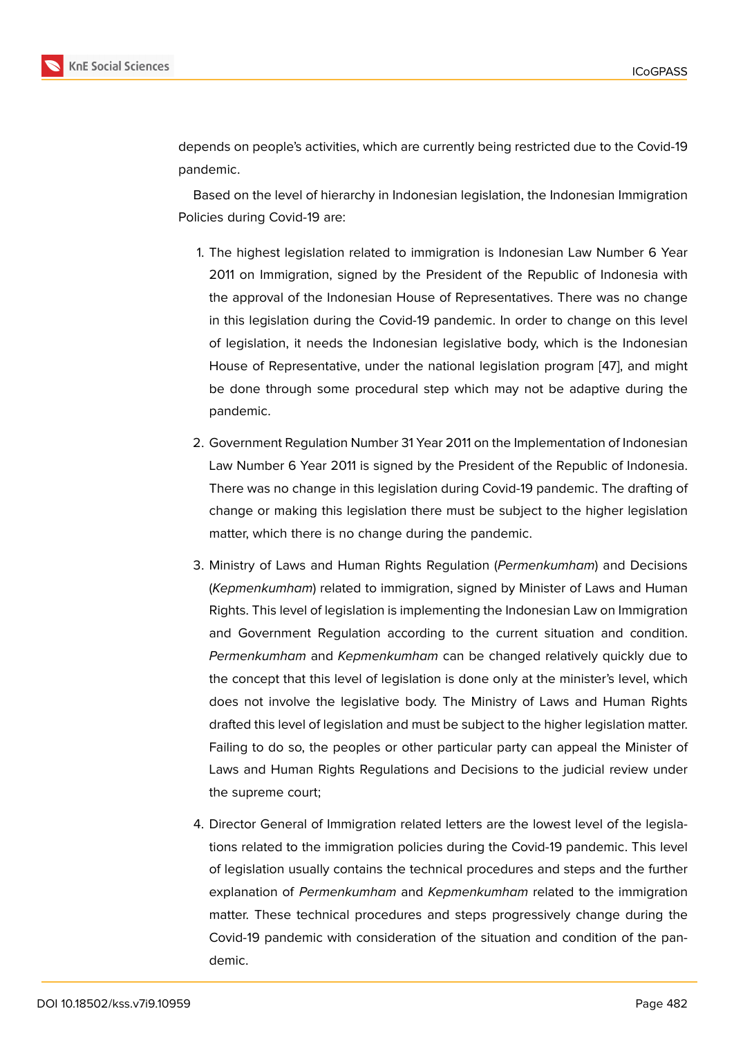depends on people's activities, which are currently being restricted due to the Covid-19 pandemic.

Based on the level of hierarchy in Indonesian legislation, the Indonesian Immigration Policies during Covid-19 are:

1. The highest legislation related to immigration is Indonesian Law Number 6 Year 2011 on Immigration, signed by the President of the Republic of Indonesia with the approval of the Indonesian House of Representatives. There was no change in this legislation during the Covid-19 pandemic. In order to change on this level of legislation, it needs the Indonesian legislative body, which is the Indonesian House of Representative, under the national legislation program [47], and might be done through some procedural step which may not be adaptive during the pandemic.

2. Government Regulation Number 31 Year 2011 on the Implementation of Indonesian Law Number 6 Year 2011 is signed by the President of the Republic of Indonesia. There was no change in this legislation during Covid-19 pandemic. The drafting of change or making this legislation there must be subject to the higher legislation matter, which there is no change during the pandemic.

3. Ministry of Laws and Human Rights Regulation (*Permenkumham*) and Decisions (*Kepmenkumham*) related to immigration, signed by Minister of Laws and Human Rights. This level of legislation is implementing the Indonesian Law on Immigration and Government Regulation according to the current situation and condition. *Permenkumham* and *Kepmenkumham* can be changed relatively quickly due to the concept that this level of legislation is done only at the minister's level, which does not involve the legislative body. The Ministry of Laws and Human Rights drafted this level of legislation and must be subject to the higher legislation matter. Failing to do so, the peoples or other particular party can appeal the Minister of Laws and Human Rights Regulations and Decisions to the judicial review under the supreme court;

4. Director General of Immigration related letters are the lowest level of the legislations related to the immigration policies during the Covid-19 pandemic. This level of legislation usually contains the technical procedures and steps and the further explanation of *Permenkumham* and *Kepmenkumham* related to the immigration matter. These technical procedures and steps progressively change during the Covid-19 pandemic with consideration of the situation and condition of the pandemic.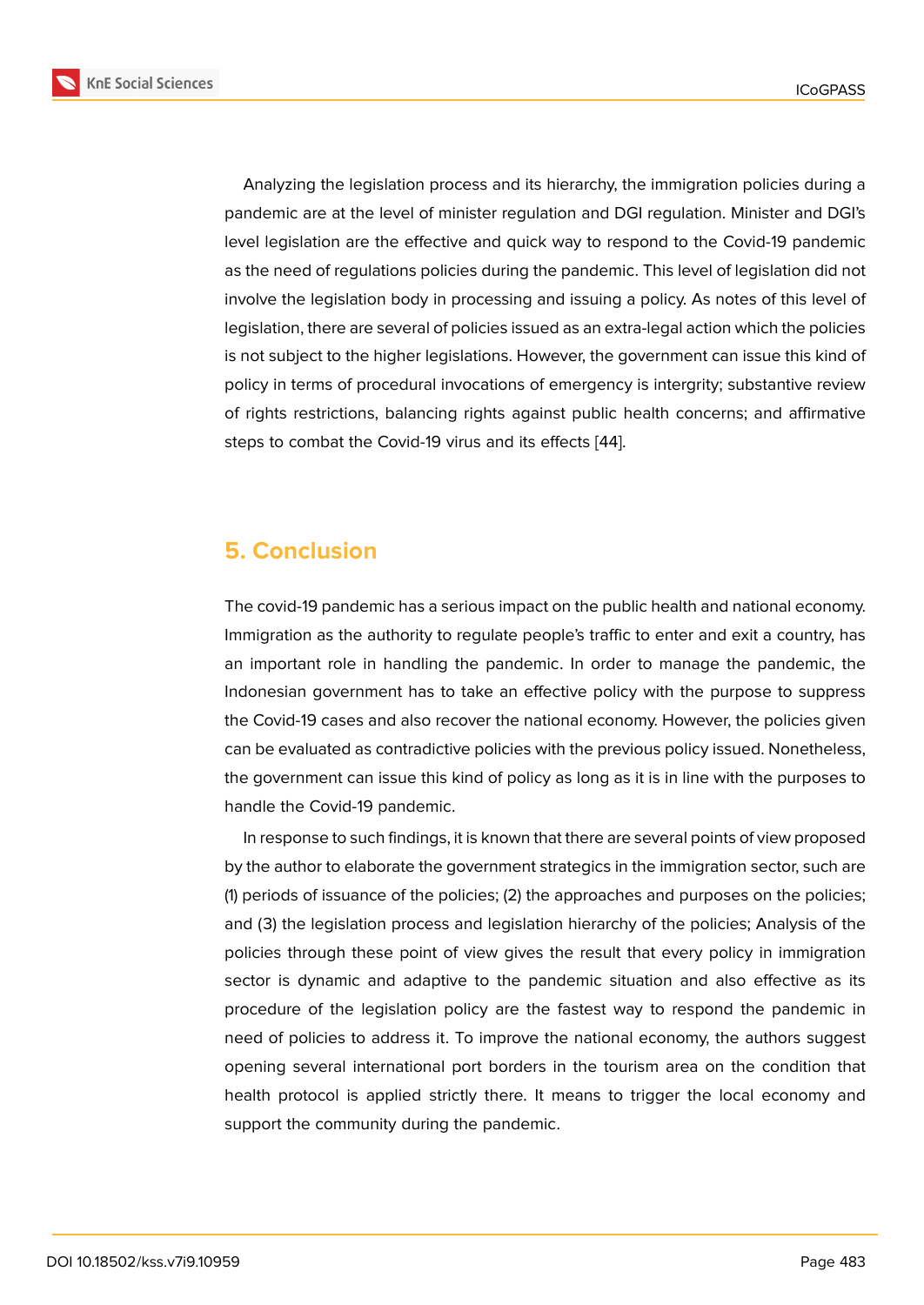Analyzing the legislation process and its hierarchy, the immigration policies during a pandemic are at the level of minister regulation and DGI regulation. Minister and DGI's level legislation are the effective and quick way to respond to the Covid-19 pandemic as the need of regulations policies during the pandemic. This level of legislation did not involve the legislation body in processing and issuing a policy. As notes of this level of legislation, there are several of policies issued as an extra-legal action which the policies is not subject to the higher legislations. However, the government can issue this kind of policy in terms of procedural invocations of emergency is intergrity; substantive review of rights restrictions, balancing rights against public health concerns; and affirmative steps to combat the Covid-19 virus and its effects [44].

## 5. Conclusion

The covid-19 pandemic has a serious impact on the public health and national economy. Immigration as the authority to regulate people's traffic to enter and exit a country, has an important role in handling the pandemic. In order to manage the pandemic, the Indonesian government has to take an effective policy with the purpose to suppress the Covid-19 cases and also recover the national economy. However, the policies given can be evaluated as contradictive policies with the previous policy issued. Nonetheless, the government can issue this kind of policy as long as it is in line with the purposes to handle the Covid-19 pandemic.

In response to such findings, it is known that there are several points of view proposed by the author to elaborate the government strategics in the immigration sector, such are (1) periods of issuance of the policies; (2) the approaches and purposes on the policies; and (3) the legislation process and legislation hierarchy of the policies; Analysis of the policies through these point of view gives the result that every policy in immigration sector is dynamic and adaptive to the pandemic situation and also effective as its procedure of the legislation policy are the fastest way to respond the pandemic in need of policies to address it. To improve the national economy, the authors suggest opening several international port borders in the tourism area on the condition that health protocol is applied strictly there. It means to trigger the local economy and support the community during the pandemic.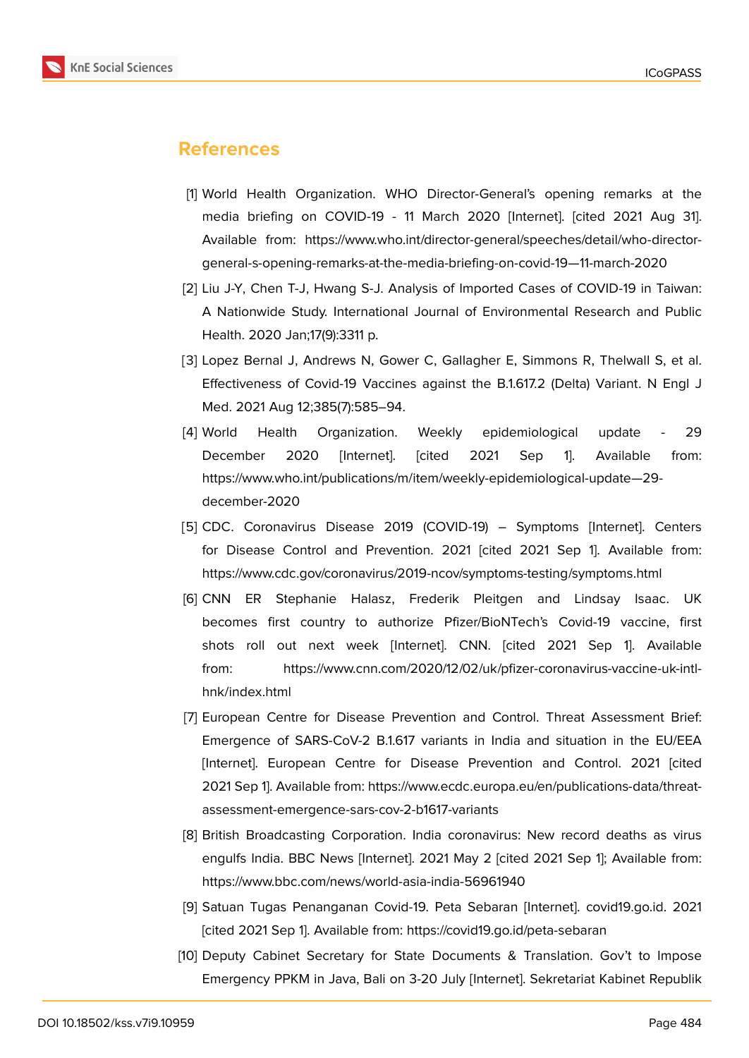## References

[1] World Health Organization. WHO Director-General's opening remarks at the media briefing on COVID-19 - 11 March 2020 [Internet]. [cited 2021 Aug 31]. Available from: https://www.who.int/director-general/speeches/detail/who-director-general-s-opening-remarks-at-the-media-briefing-on-covid-19—11-march-2020

[2] Liu J-Y, Chen T-J, Hwang S-J. Analysis of Imported Cases of COVID-19 in Taiwan: A Nationwide Study. International Journal of Environmental Research and Public Health. 2020 Jan;17(9):3311 p.

[3] Lopez Bernal J, Andrews N, Gower C, Gallagher E, Simmons R, Thelwall S, et al. Effectiveness of Covid-19 Vaccines against the B.1.617.2 (Delta) Variant. N Engl J Med. 2021 Aug 12;385(7):585–94.

[4] World Health Organization. Weekly epidemiological update - 29 December 2020 [Internet]. [cited 2021 Sep 1]. Available from: https://www.who.int/publications/m/item/weekly-epidemiological-update—29-december-2020

[5] CDC. Coronavirus Disease 2019 (COVID-19) – Symptoms [Internet]. Centers for Disease Control and Prevention. 2021 [cited 2021 Sep 1]. Available from: https://www.cdc.gov/coronavirus/2019-ncov/symptoms-testing/symptoms.html

[6] CNN ER Stephanie Halasz, Frederik Pleitgen and Lindsay Isaac. UK becomes first country to authorize Pfizer/BioNTech's Covid-19 vaccine, first shots roll out next week [Internet]. CNN. [cited 2021 Sep 1]. Available from: https://www.cnn.com/2020/12/02/uk/pfizer-coronavirus-vaccine-uk-intl-hnk/index.html

[7] European Centre for Disease Prevention and Control. Threat Assessment Brief: Emergence of SARS-CoV-2 B.1.617 variants in India and situation in the EU/EEA [Internet]. European Centre for Disease Prevention and Control. 2021 [cited 2021 Sep 1]. Available from: https://www.ecdc.europa.eu/en/publications-data/threat-assessment-emergence-sars-cov-2-b1617-variants

[8] British Broadcasting Corporation. India coronavirus: New record deaths as virus engulfs India. BBC News [Internet]. 2021 May 2 [cited 2021 Sep 1]; Available from: https://www.bbc.com/news/world-asia-india-56961940

[9] Satuan Tugas Penanganan Covid-19. Peta Sebaran [Internet]. covid19.go.id. 2021 [cited 2021 Sep 1]. Available from: https://covid19.go.id/peta-sebaran

[10] Deputy Cabinet Secretary for State Documents & Translation. Gov't to Impose Emergency PPKM in Java, Bali on 3-20 July [Internet]. Sekretariat Kabinet Republik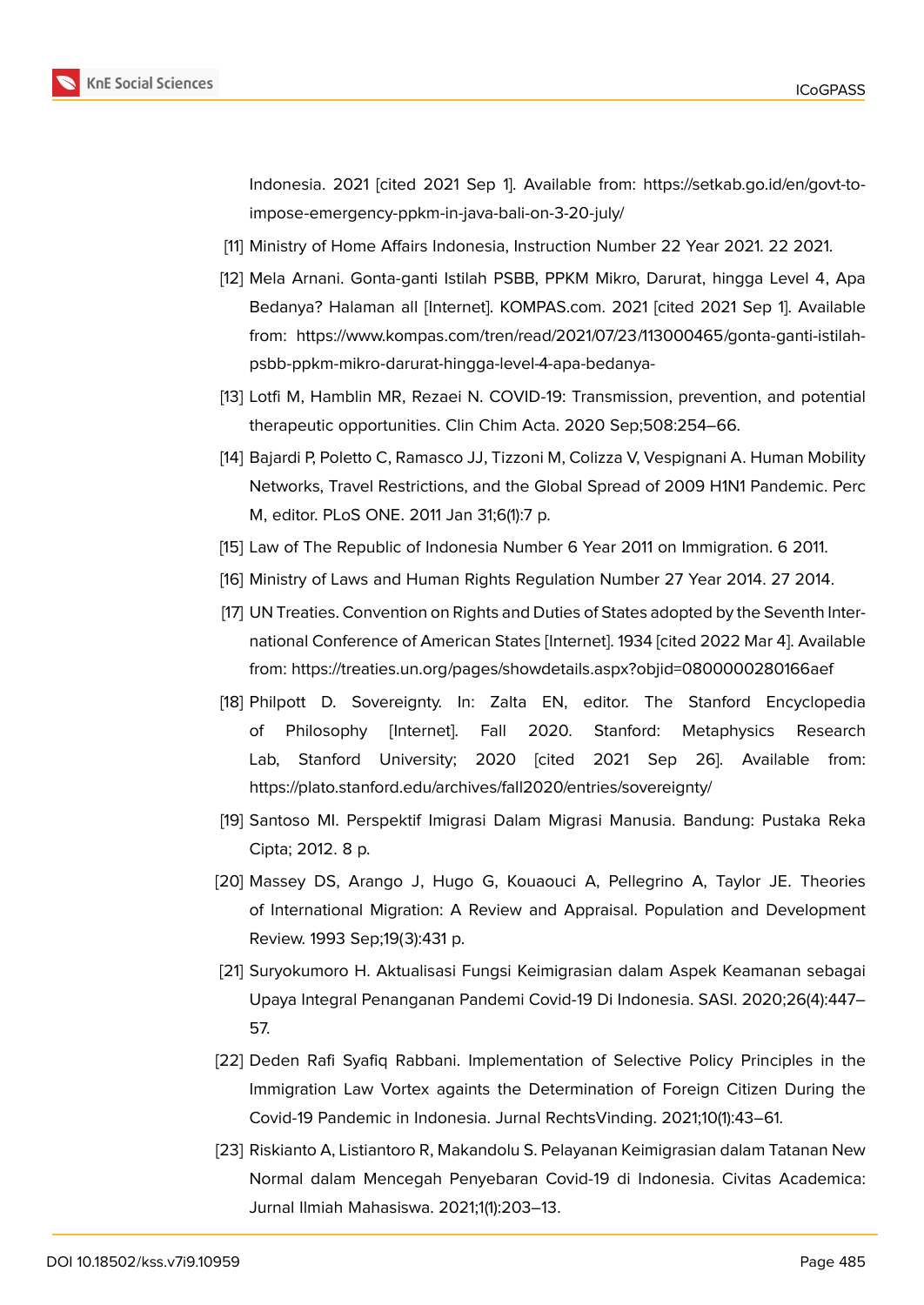Indonesia. 2021 [cited 2021 Sep 1]. Available from: https://setkab.go.id/en/govt-to-impose-emergency-ppkm-in-java-bali-on-3-20-july/

[11] Ministry of Home Affairs Indonesia, Instruction Number 22 Year 2021. 22 2021.

[12] Mela Arnani. Gonta-ganti Istilah PSBB, PPKM Mikro, Darurat, hingga Level 4, Apa Bedanya? Halaman all [Internet]. KOMPAS.com. 2021 [cited 2021 Sep 1]. Available from: https://www.kompas.com/tren/read/2021/07/23/113000465/gonta-ganti-istilah-psbb-ppkm-mikro-darurat-hingga-level-4-apa-bedanya-

[13] Lotfi M, Hamblin MR, Rezaei N. COVID-19: Transmission, prevention, and potential therapeutic opportunities. Clin Chim Acta. 2020 Sep;508:254–66.

[14] Bajardi P, Poletto C, Ramasco JJ, Tizzoni M, Colizza V, Vespignani A. Human Mobility Networks, Travel Restrictions, and the Global Spread of 2009 H1N1 Pandemic. Perc M, editor. PLoS ONE. 2011 Jan 31;6(1):7 p.

[15] Law of The Republic of Indonesia Number 6 Year 2011 on Immigration. 6 2011.

[16] Ministry of Laws and Human Rights Regulation Number 27 Year 2014. 27 2014.

[17] UN Treaties. Convention on Rights and Duties of States adopted by the Seventh International Conference of American States [Internet]. 1934 [cited 2022 Mar 4]. Available from: https://treaties.un.org/pages/showdetails.aspx?objid=0800000280166aef

[18] Philpott D. Sovereignty. In: Zalta EN, editor. The Stanford Encyclopedia of Philosophy [Internet]. Fall 2020. Stanford: Metaphysics Research Lab, Stanford University; 2020 [cited 2021 Sep 26]. Available from: https://plato.stanford.edu/archives/fall2020/entries/sovereignty/

[19] Santoso MI. Perspektif Imigrasi Dalam Migrasi Manusia. Bandung: Pustaka Reka Cipta; 2012. 8 p.

[20] Massey DS, Arango J, Hugo G, Kouaouci A, Pellegrino A, Taylor JE. Theories of International Migration: A Review and Appraisal. Population and Development Review. 1993 Sep;19(3):431 p.

[21] Suryokumoro H. Aktualisasi Fungsi Keimigrasian dalam Aspek Keamanan sebagai Upaya Integral Penanganan Pandemi Covid-19 Di Indonesia. SASI. 2020;26(4):447–57.

[22] Deden Rafi Syafiq Rabbani. Implementation of Selective Policy Principles in the Immigration Law Vortex againts the Determination of Foreign Citizen During the Covid-19 Pandemic in Indonesia. Jurnal RechtsVinding. 2021;10(1):43–61.

[23] Riskianto A, Listiantoro R, Makandolu S. Pelayanan Keimigrasian dalam Tatanan New Normal dalam Mencegah Penyebaran Covid-19 di Indonesia. Civitas Academica: Jurnal Ilmiah Mahasiswa. 2021;1(1):203–13.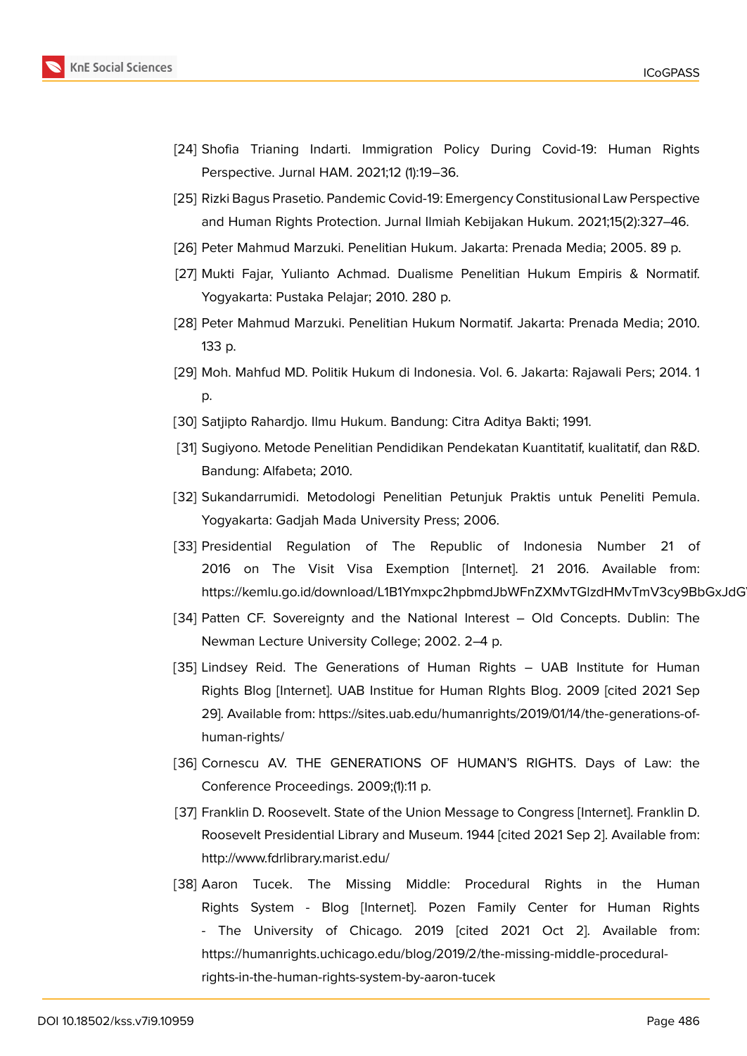[24] Shofia Trianing Indarti. Immigration Policy During Covid-19: Human Rights Perspective. Jurnal HAM. 2021;12 (1):19–36.

[25] Rizki Bagus Prasetio. Pandemic Covid-19: Emergency Constitusional Law Perspective and Human Rights Protection. Jurnal Ilmiah Kebijakan Hukum. 2021;15(2):327–46.

[26] Peter Mahmud Marzuki. Penelitian Hukum. Jakarta: Prenada Media; 2005. 89 p.

[27] Mukti Fajar, Yulianto Achmad. Dualisme Penelitian Hukum Empiris & Normatif. Yogyakarta: Pustaka Pelajar; 2010. 280 p.

[28] Peter Mahmud Marzuki. Penelitian Hukum Normatif. Jakarta: Prenada Media; 2010. 133 p.

[29] Moh. Mahfud MD. Politik Hukum di Indonesia. Vol. 6. Jakarta: Rajawali Pers; 2014. 1 p.

[30] Satjipto Rahardjo. Ilmu Hukum. Bandung: Citra Aditya Bakti; 1991.

[31] Sugiyono. Metode Penelitian Pendidikan Pendekatan Kuantitatif, kualitatif, dan R&D. Bandung: Alfabeta; 2010.

[32] Sukandarrumidi. Metodologi Penelitian Petunjuk Praktis untuk Peneliti Pemula. Yogyakarta: Gadjah Mada University Press; 2006.

[33] Presidential Regulation of The Republic of Indonesia Number 21 of 2016 on The Visit Visa Exemption [Internet]. 21 2016. Available from: https://kemlu.go.id/download/L1B1Ymxpc2hpbmdJbWFnZXMvTGlzdHMvTmV3cy9BbGxJdG

[34] Patten CF. Sovereignty and the National Interest – Old Concepts. Dublin: The Newman Lecture University College; 2002. 2–4 p.

[35] Lindsey Reid. The Generations of Human Rights – UAB Institute for Human Rights Blog [Internet]. UAB Institue for Human RIghts Blog. 2009 [cited 2021 Sep 29]. Available from: https://sites.uab.edu/humanrights/2019/01/14/the-generations-of-human-rights/

[36] Cornescu AV. THE GENERATIONS OF HUMAN'S RIGHTS. Days of Law: the Conference Proceedings. 2009;(1):11 p.

[37] Franklin D. Roosevelt. State of the Union Message to Congress [Internet]. Franklin D. Roosevelt Presidential Library and Museum. 1944 [cited 2021 Sep 2]. Available from: http://www.fdrlibrary.marist.edu/

[38] Aaron Tucek. The Missing Middle: Procedural Rights in the Human Rights System - Blog [Internet]. Pozen Family Center for Human Rights - The University of Chicago. 2019 [cited 2021 Oct 2]. Available from: https://humanrights.uchicago.edu/blog/2019/2/the-missing-middle-procedural-rights-in-the-human-rights-system-by-aaron-tucek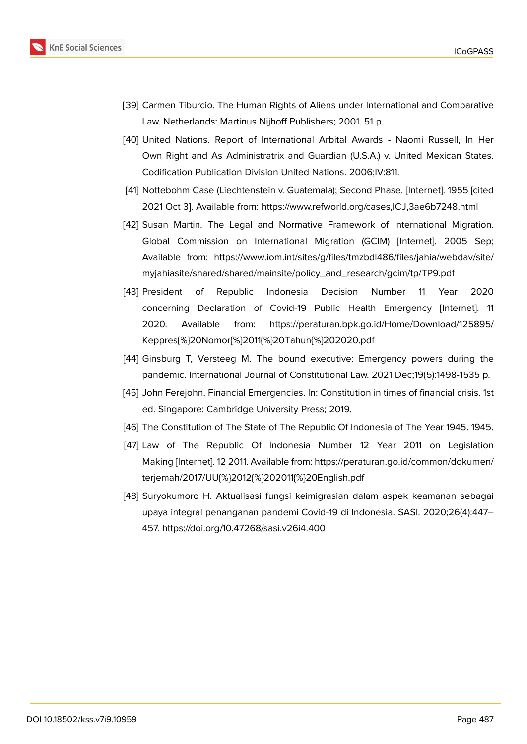[39] Carmen Tiburcio. The Human Rights of Aliens under International and Comparative Law. Netherlands: Martinus Nijhoff Publishers; 2001. 51 p.

[40] United Nations. Report of International Arbital Awards - Naomi Russell, In Her Own Right and As Administratrix and Guardian (U.S.A.) v. United Mexican States. Codification Publication Division United Nations. 2006;IV:811.

[41] Nottebohm Case (Liechtenstein v. Guatemala); Second Phase. [Internet]. 1955 [cited 2021 Oct 3]. Available from: https://www.refworld.org/cases,ICJ,3ae6b7248.html

[42] Susan Martin. The Legal and Normative Framework of International Migration. Global Commission on International Migration (GCIM) [Internet]. 2005 Sep; Available from: https://www.iom.int/sites/g/files/tmzbdl486/files/jahia/webdav/site/myjahiasite/shared/shared/mainsite/policy_and_research/gcim/tp/TP9.pdf

[43] President of Republic Indonesia Decision Number 11 Year 2020 concerning Declaration of Covid-19 Public Health Emergency [Internet]. 11 2020. Available from: https://peraturan.bpk.go.id/Home/Download/125895/Keppres{%}20Nomor{%}2011{%}20Tahun{%}202020.pdf

[44] Ginsburg T, Versteeg M. The bound executive: Emergency powers during the pandemic. International Journal of Constitutional Law. 2021 Dec;19(5):1498-1535 p.

[45] John Ferejohn. Financial Emergencies. In: Constitution in times of financial crisis. 1st ed. Singapore: Cambridge University Press; 2019.

[46] The Constitution of The State of The Republic Of Indonesia of The Year 1945. 1945.

[47] Law of The Republic Of Indonesia Number 12 Year 2011 on Legislation Making [Internet]. 12 2011. Available from: https://peraturan.go.id/common/dokumen/terjemah/2017/UU{%}2012{%}202011{%}20English.pdf

[48] Suryokumoro H. Aktualisasi fungsi keimigrasian dalam aspek keamanan sebagai upaya integral penanganan pandemi Covid-19 di Indonesia. SASI. 2020;26(4):447–457. https://doi.org/10.47268/sasi.v26i4.400